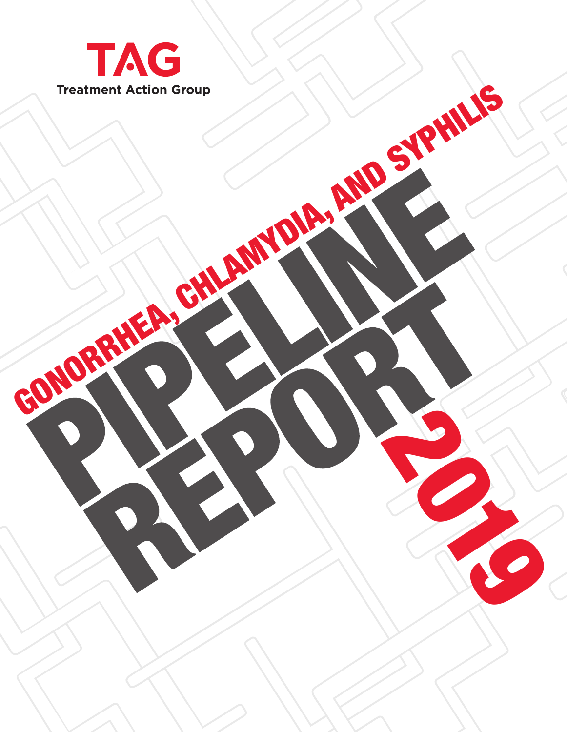**TAG**
Treatment Action Group

# GONORRHEA, CHLAMYDIA, AND SYPHILIS PIPELINE REPORT 2019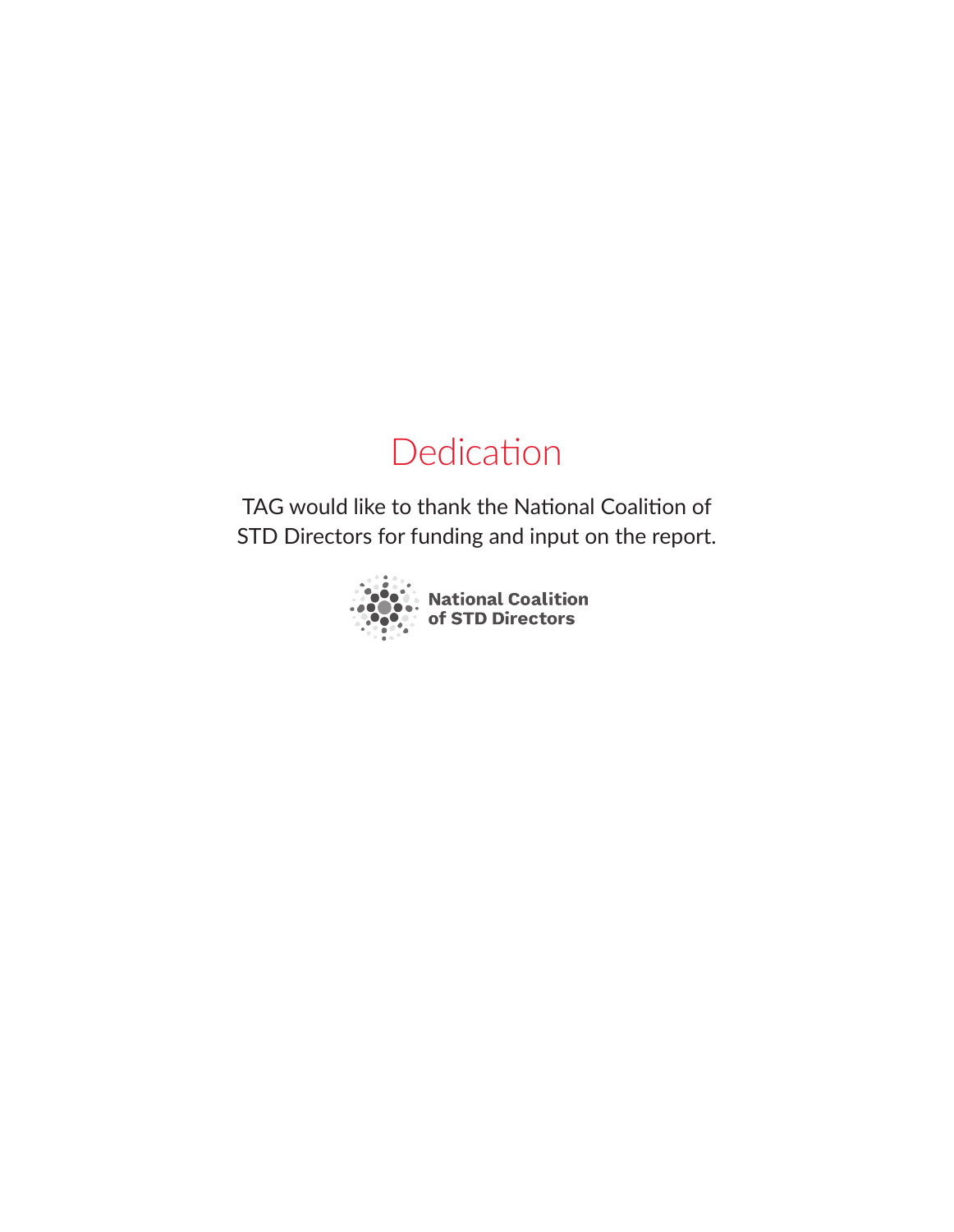# Dedication

TAG would like to thank the National Coalition of STD Directors for funding and input on the report.

National Coalition of STD Directors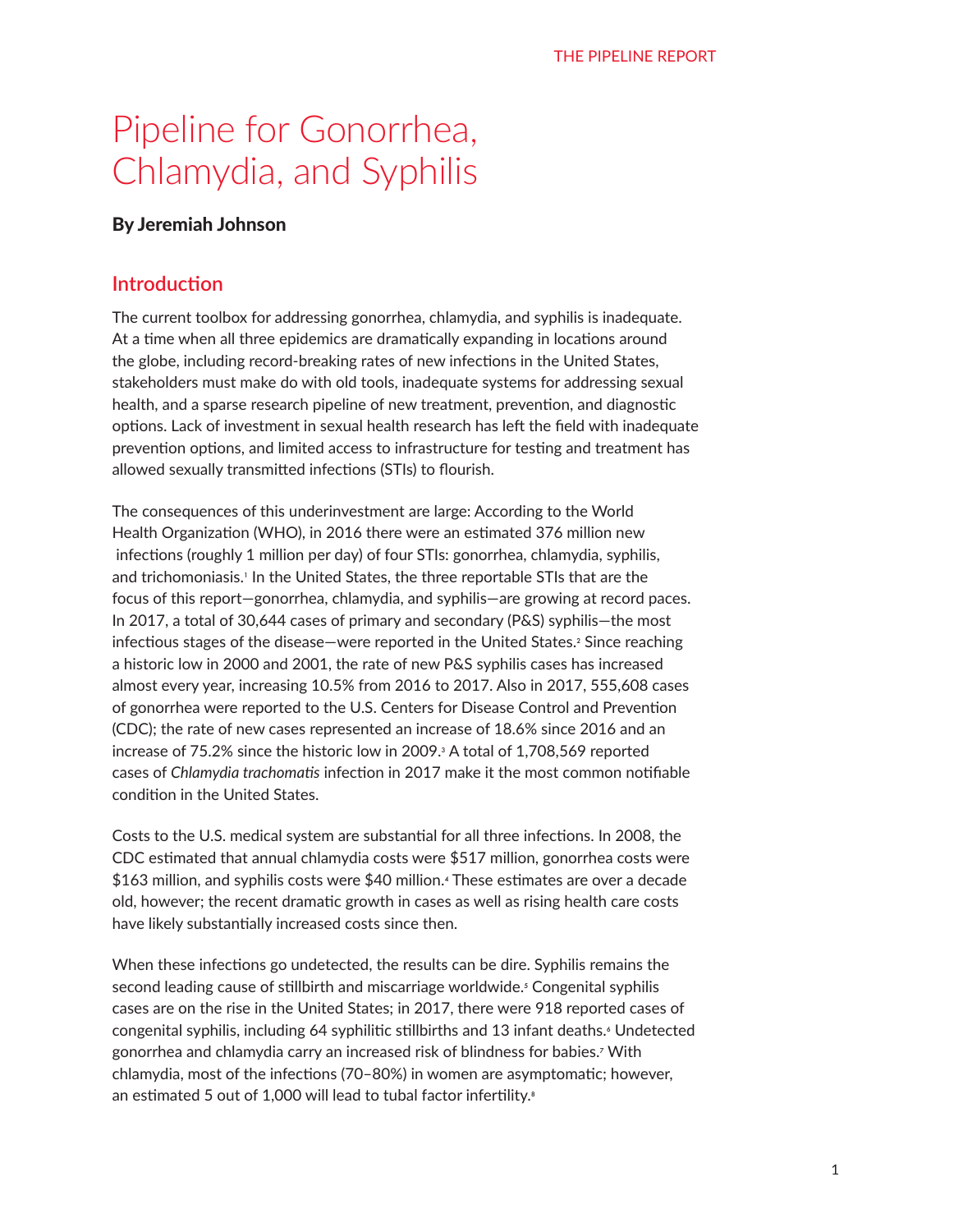# Pipeline for Gonorrhea, Chlamydia, and Syphilis

**By Jeremiah Johnson**

## Introduction

The current toolbox for addressing gonorrhea, chlamydia, and syphilis is inadequate. At a time when all three epidemics are dramatically expanding in locations around the globe, including record-breaking rates of new infections in the United States, stakeholders must make do with old tools, inadequate systems for addressing sexual health, and a sparse research pipeline of new treatment, prevention, and diagnostic options. Lack of investment in sexual health research has left the field with inadequate prevention options, and limited access to infrastructure for testing and treatment has allowed sexually transmitted infections (STIs) to flourish.

The consequences of this underinvestment are large: According to the World Health Organization (WHO), in 2016 there were an estimated 376 million new infections (roughly 1 million per day) of four STIs: gonorrhea, chlamydia, syphilis, and trichomoniasis.[1] In the United States, the three reportable STIs that are the focus of this report—gonorrhea, chlamydia, and syphilis—are growing at record paces. In 2017, a total of 30,644 cases of primary and secondary (P&S) syphilis—the most infectious stages of the disease—were reported in the United States.[2] Since reaching a historic low in 2000 and 2001, the rate of new P&S syphilis cases has increased almost every year, increasing 10.5% from 2016 to 2017. Also in 2017, 555,608 cases of gonorrhea were reported to the U.S. Centers for Disease Control and Prevention (CDC); the rate of new cases represented an increase of 18.6% since 2016 and an increase of 75.2% since the historic low in 2009.[3] A total of 1,708,569 reported cases of *Chlamydia trachomatis* infection in 2017 make it the most common notifiable condition in the United States.

Costs to the U.S. medical system are substantial for all three infections. In 2008, the CDC estimated that annual chlamydia costs were $517 million, gonorrhea costs were $163 million, and syphilis costs were $40 million.[4] These estimates are over a decade old, however; the recent dramatic growth in cases as well as rising health care costs have likely substantially increased costs since then.

When these infections go undetected, the results can be dire. Syphilis remains the second leading cause of stillbirth and miscarriage worldwide.[5] Congenital syphilis cases are on the rise in the United States; in 2017, there were 918 reported cases of congenital syphilis, including 64 syphilitic stillbirths and 13 infant deaths.[6] Undetected gonorrhea and chlamydia carry an increased risk of blindness for babies.[7] With chlamydia, most of the infections (70–80%) in women are asymptomatic; however, an estimated 5 out of 1,000 will lead to tubal factor infertility.[8]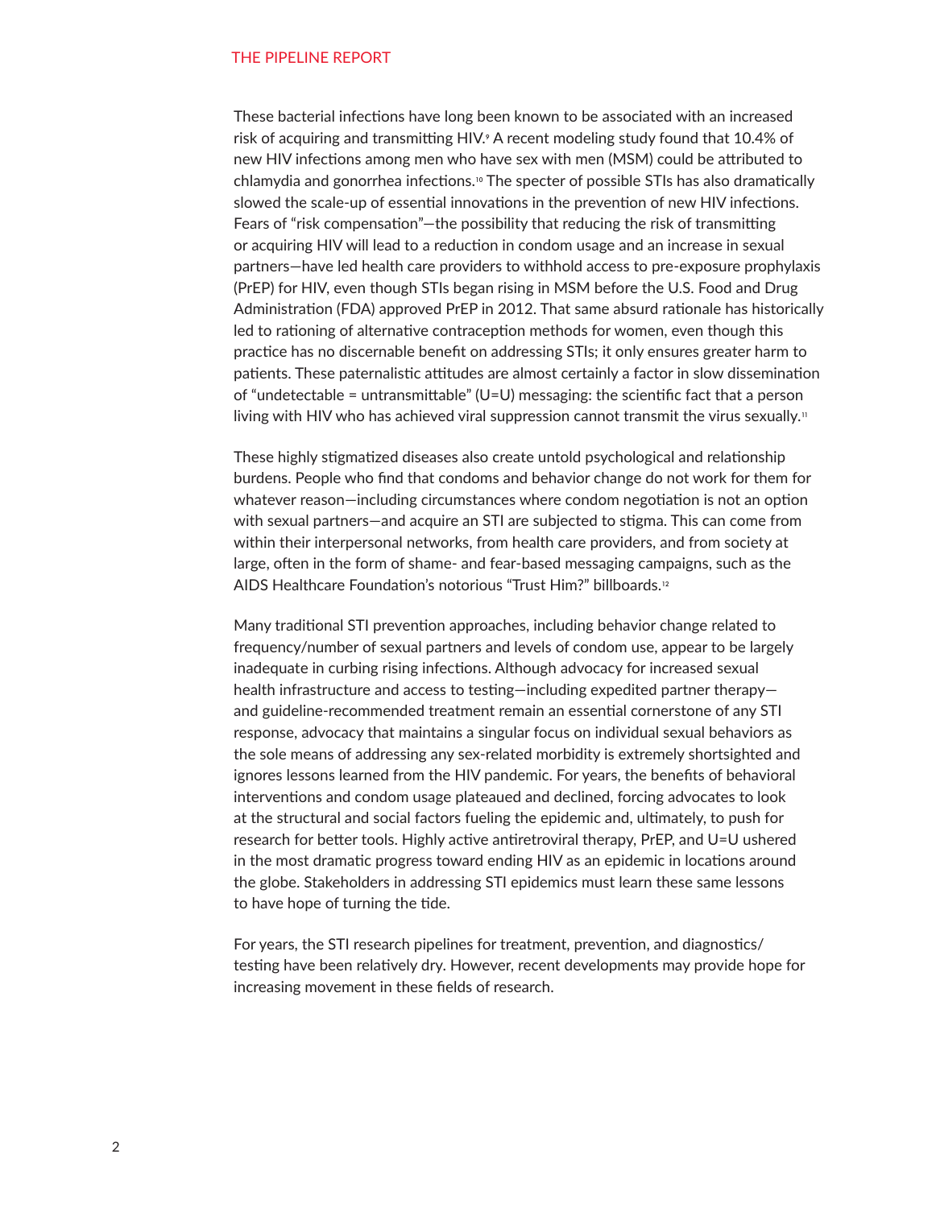These bacterial infections have long been known to be associated with an increased risk of acquiring and transmitting HIV.[9] A recent modeling study found that 10.4% of new HIV infections among men who have sex with men (MSM) could be attributed to chlamydia and gonorrhea infections.[10] The specter of possible STIs has also dramatically slowed the scale-up of essential innovations in the prevention of new HIV infections. Fears of "risk compensation"—the possibility that reducing the risk of transmitting or acquiring HIV will lead to a reduction in condom usage and an increase in sexual partners—have led health care providers to withhold access to pre-exposure prophylaxis (PrEP) for HIV, even though STIs began rising in MSM before the U.S. Food and Drug Administration (FDA) approved PrEP in 2012. That same absurd rationale has historically led to rationing of alternative contraception methods for women, even though this practice has no discernable benefit on addressing STIs; it only ensures greater harm to patients. These paternalistic attitudes are almost certainly a factor in slow dissemination of "undetectable = untransmittable" (U=U) messaging: the scientific fact that a person living with HIV who has achieved viral suppression cannot transmit the virus sexually.[11]

These highly stigmatized diseases also create untold psychological and relationship burdens. People who find that condoms and behavior change do not work for them for whatever reason—including circumstances where condom negotiation is not an option with sexual partners—and acquire an STI are subjected to stigma. This can come from within their interpersonal networks, from health care providers, and from society at large, often in the form of shame- and fear-based messaging campaigns, such as the AIDS Healthcare Foundation's notorious "Trust Him?" billboards.[12]

Many traditional STI prevention approaches, including behavior change related to frequency/number of sexual partners and levels of condom use, appear to be largely inadequate in curbing rising infections. Although advocacy for increased sexual health infrastructure and access to testing—including expedited partner therapy—and guideline-recommended treatment remain an essential cornerstone of any STI response, advocacy that maintains a singular focus on individual sexual behaviors as the sole means of addressing any sex-related morbidity is extremely shortsighted and ignores lessons learned from the HIV pandemic. For years, the benefits of behavioral interventions and condom usage plateaued and declined, forcing advocates to look at the structural and social factors fueling the epidemic and, ultimately, to push for research for better tools. Highly active antiretroviral therapy, PrEP, and U=U ushered in the most dramatic progress toward ending HIV as an epidemic in locations around the globe. Stakeholders in addressing STI epidemics must learn these same lessons to have hope of turning the tide.

For years, the STI research pipelines for treatment, prevention, and diagnostics/testing have been relatively dry. However, recent developments may provide hope for increasing movement in these fields of research.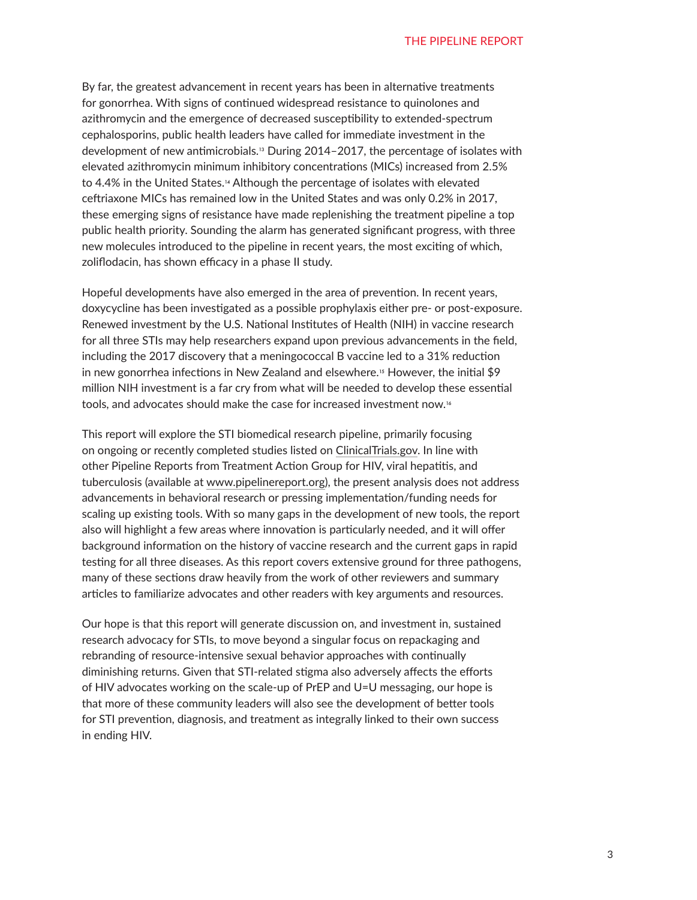By far, the greatest advancement in recent years has been in alternative treatments for gonorrhea. With signs of continued widespread resistance to quinolones and azithromycin and the emergence of decreased susceptibility to extended-spectrum cephalosporins, public health leaders have called for immediate investment in the development of new antimicrobials.[13] During 2014–2017, the percentage of isolates with elevated azithromycin minimum inhibitory concentrations (MICs) increased from 2.5% to 4.4% in the United States.[14] Although the percentage of isolates with elevated ceftriaxone MICs has remained low in the United States and was only 0.2% in 2017, these emerging signs of resistance have made replenishing the treatment pipeline a top public health priority. Sounding the alarm has generated significant progress, with three new molecules introduced to the pipeline in recent years, the most exciting of which, zoliflodacin, has shown efficacy in a phase II study.

Hopeful developments have also emerged in the area of prevention. In recent years, doxycycline has been investigated as a possible prophylaxis either pre- or post-exposure. Renewed investment by the U.S. National Institutes of Health (NIH) in vaccine research for all three STIs may help researchers expand upon previous advancements in the field, including the 2017 discovery that a meningococcal B vaccine led to a 31% reduction in new gonorrhea infections in New Zealand and elsewhere.[15] However, the initial $9 million NIH investment is a far cry from what will be needed to develop these essential tools, and advocates should make the case for increased investment now.[16]

This report will explore the STI biomedical research pipeline, primarily focusing on ongoing or recently completed studies listed on ClinicalTrials.gov. In line with other Pipeline Reports from Treatment Action Group for HIV, viral hepatitis, and tuberculosis (available at www.pipelinereport.org), the present analysis does not address advancements in behavioral research or pressing implementation/funding needs for scaling up existing tools. With so many gaps in the development of new tools, the report also will highlight a few areas where innovation is particularly needed, and it will offer background information on the history of vaccine research and the current gaps in rapid testing for all three diseases. As this report covers extensive ground for three pathogens, many of these sections draw heavily from the work of other reviewers and summary articles to familiarize advocates and other readers with key arguments and resources.

Our hope is that this report will generate discussion on, and investment in, sustained research advocacy for STIs, to move beyond a singular focus on repackaging and rebranding of resource-intensive sexual behavior approaches with continually diminishing returns. Given that STI-related stigma also adversely affects the efforts of HIV advocates working on the scale-up of PrEP and U=U messaging, our hope is that more of these community leaders will also see the development of better tools for STI prevention, diagnosis, and treatment as integrally linked to their own success in ending HIV.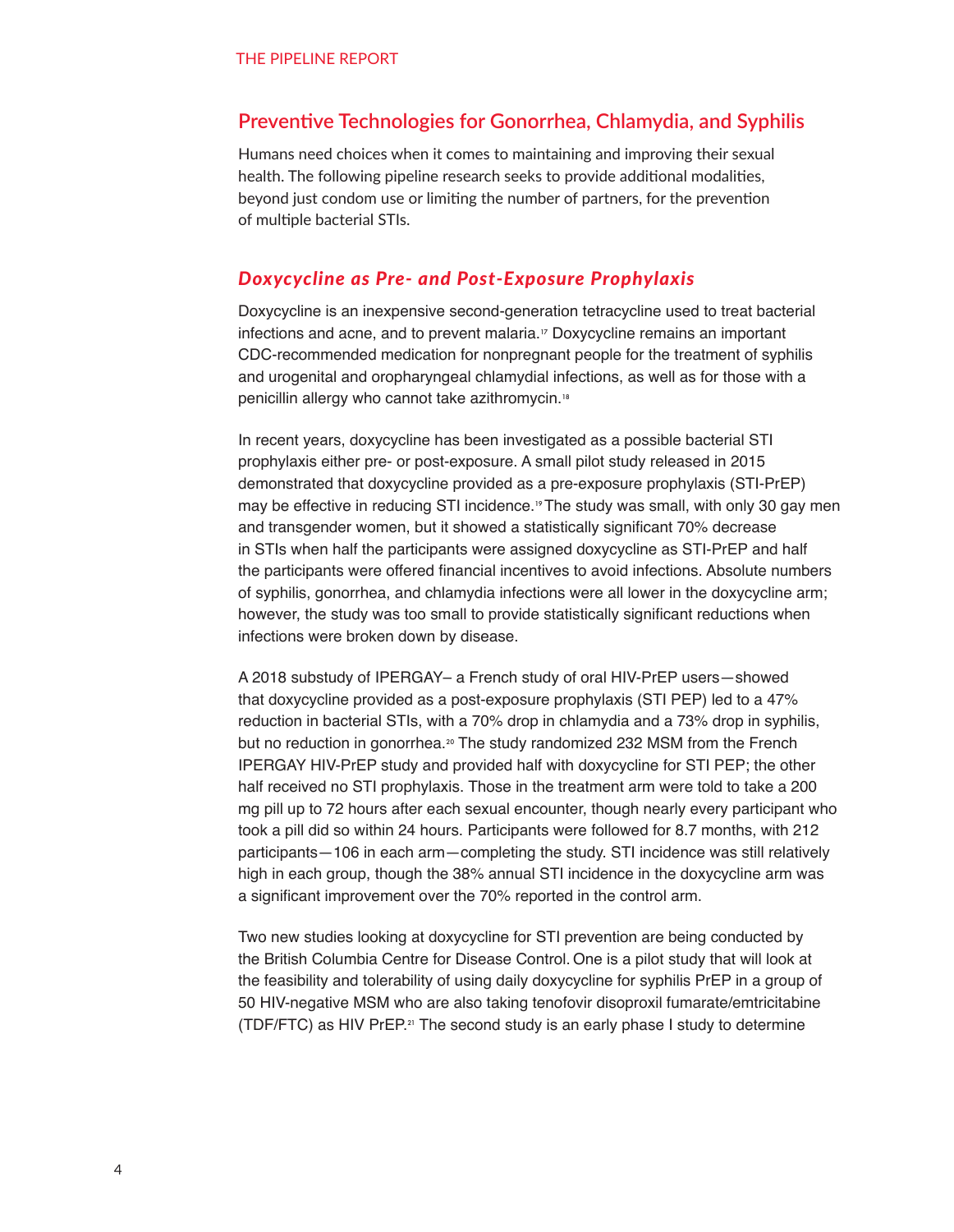## Preventive Technologies for Gonorrhea, Chlamydia, and Syphilis

Humans need choices when it comes to maintaining and improving their sexual health. The following pipeline research seeks to provide additional modalities, beyond just condom use or limiting the number of partners, for the prevention of multiple bacterial STIs.

### *Doxycycline as Pre- and Post-Exposure Prophylaxis*

Doxycycline is an inexpensive second-generation tetracycline used to treat bacterial infections and acne, and to prevent malaria.[17] Doxycycline remains an important CDC-recommended medication for nonpregnant people for the treatment of syphilis and urogenital and oropharyngeal chlamydial infections, as well as for those with a penicillin allergy who cannot take azithromycin.[18]

In recent years, doxycycline has been investigated as a possible bacterial STI prophylaxis either pre- or post-exposure. A small pilot study released in 2015 demonstrated that doxycycline provided as a pre-exposure prophylaxis (STI-PrEP) may be effective in reducing STI incidence.[19] The study was small, with only 30 gay men and transgender women, but it showed a statistically significant 70% decrease in STIs when half the participants were assigned doxycycline as STI-PrEP and half the participants were offered financial incentives to avoid infections. Absolute numbers of syphilis, gonorrhea, and chlamydia infections were all lower in the doxycycline arm; however, the study was too small to provide statistically significant reductions when infections were broken down by disease.

A 2018 substudy of IPERGAY– a French study of oral HIV-PrEP users—showed that doxycycline provided as a post-exposure prophylaxis (STI PEP) led to a 47% reduction in bacterial STIs, with a 70% drop in chlamydia and a 73% drop in syphilis, but no reduction in gonorrhea.[20] The study randomized 232 MSM from the French IPERGAY HIV-PrEP study and provided half with doxycycline for STI PEP; the other half received no STI prophylaxis. Those in the treatment arm were told to take a 200 mg pill up to 72 hours after each sexual encounter, though nearly every participant who took a pill did so within 24 hours. Participants were followed for 8.7 months, with 212 participants—106 in each arm—completing the study. STI incidence was still relatively high in each group, though the 38% annual STI incidence in the doxycycline arm was a significant improvement over the 70% reported in the control arm.

Two new studies looking at doxycycline for STI prevention are being conducted by the British Columbia Centre for Disease Control. One is a pilot study that will look at the feasibility and tolerability of using daily doxycycline for syphilis PrEP in a group of 50 HIV-negative MSM who are also taking tenofovir disoproxil fumarate/emtricitabine (TDF/FTC) as HIV PrEP.[21] The second study is an early phase I study to determine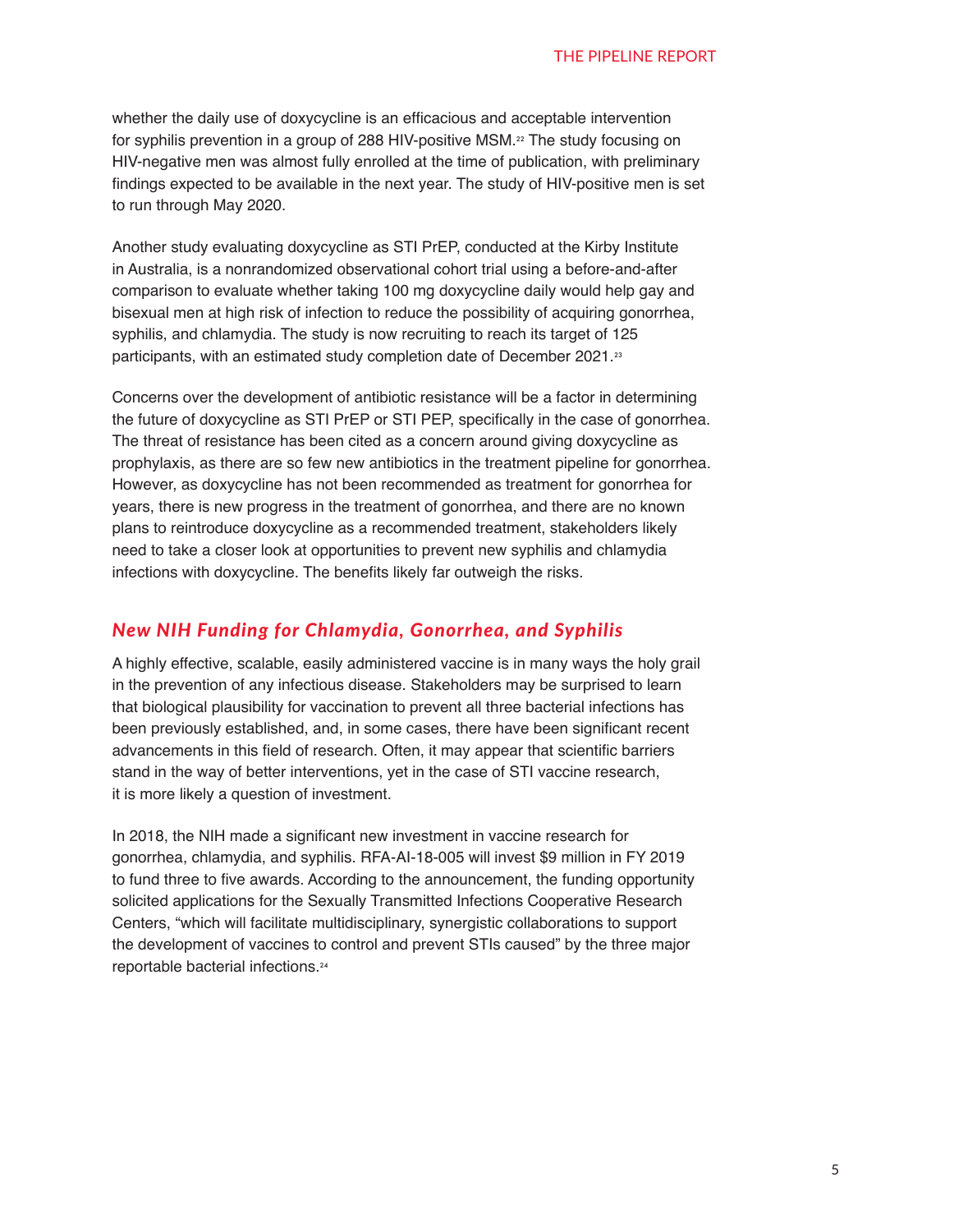whether the daily use of doxycycline is an efficacious and acceptable intervention for syphilis prevention in a group of 288 HIV-positive MSM.[22] The study focusing on HIV-negative men was almost fully enrolled at the time of publication, with preliminary findings expected to be available in the next year. The study of HIV-positive men is set to run through May 2020.

Another study evaluating doxycycline as STI PrEP, conducted at the Kirby Institute in Australia, is a nonrandomized observational cohort trial using a before-and-after comparison to evaluate whether taking 100 mg doxycycline daily would help gay and bisexual men at high risk of infection to reduce the possibility of acquiring gonorrhea, syphilis, and chlamydia. The study is now recruiting to reach its target of 125 participants, with an estimated study completion date of December 2021.[23]

Concerns over the development of antibiotic resistance will be a factor in determining the future of doxycycline as STI PrEP or STI PEP, specifically in the case of gonorrhea. The threat of resistance has been cited as a concern around giving doxycycline as prophylaxis, as there are so few new antibiotics in the treatment pipeline for gonorrhea. However, as doxycycline has not been recommended as treatment for gonorrhea for years, there is new progress in the treatment of gonorrhea, and there are no known plans to reintroduce doxycycline as a recommended treatment, stakeholders likely need to take a closer look at opportunities to prevent new syphilis and chlamydia infections with doxycycline. The benefits likely far outweigh the risks.

## *New NIH Funding for Chlamydia, Gonorrhea, and Syphilis*

A highly effective, scalable, easily administered vaccine is in many ways the holy grail in the prevention of any infectious disease. Stakeholders may be surprised to learn that biological plausibility for vaccination to prevent all three bacterial infections has been previously established, and, in some cases, there have been significant recent advancements in this field of research. Often, it may appear that scientific barriers stand in the way of better interventions, yet in the case of STI vaccine research, it is more likely a question of investment.

In 2018, the NIH made a significant new investment in vaccine research for gonorrhea, chlamydia, and syphilis. RFA-AI-18-005 will invest $9 million in FY 2019 to fund three to five awards. According to the announcement, the funding opportunity solicited applications for the Sexually Transmitted Infections Cooperative Research Centers, "which will facilitate multidisciplinary, synergistic collaborations to support the development of vaccines to control and prevent STIs caused" by the three major reportable bacterial infections.[24]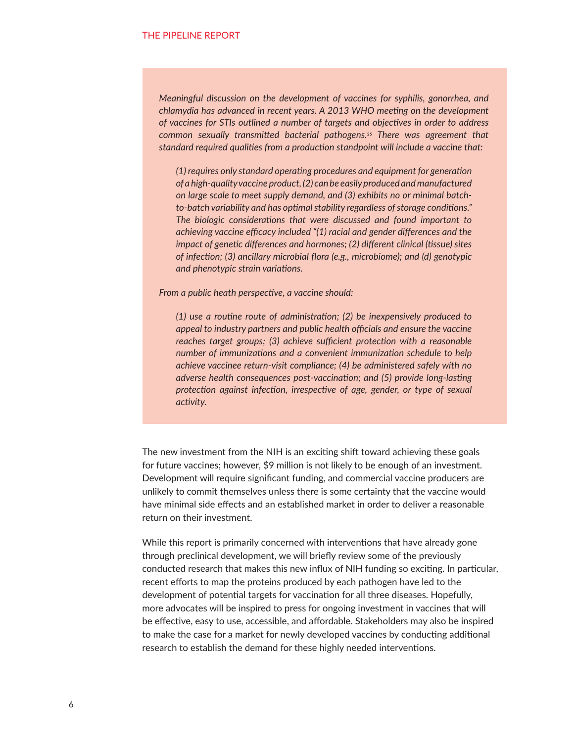*Meaningful discussion on the development of vaccines for syphilis, gonorrhea, and chlamydia has advanced in recent years. A 2013 WHO meeting on the development of vaccines for STIs outlined a number of targets and objectives in order to address common sexually transmitted bacterial pathogens.*[25] *There was agreement that standard required qualities from a production standpoint will include a vaccine that:*

> *(1) requires only standard operating procedures and equipment for generation of a high-quality vaccine product, (2) can be easily produced and manufactured on large scale to meet supply demand, and (3) exhibits no or minimal batch-to-batch variability and has optimal stability regardless of storage conditions." The biologic considerations that were discussed and found important to achieving vaccine efficacy included "(1) racial and gender differences and the impact of genetic differences and hormones; (2) different clinical (tissue) sites of infection; (3) ancillary microbial flora (e.g., microbiome); and (d) genotypic and phenotypic strain variations.*

*From a public heath perspective, a vaccine should:*

> *(1) use a routine route of administration; (2) be inexpensively produced to appeal to industry partners and public health officials and ensure the vaccine reaches target groups; (3) achieve sufficient protection with a reasonable number of immunizations and a convenient immunization schedule to help achieve vaccinee return-visit compliance; (4) be administered safely with no adverse health consequences post-vaccination; and (5) provide long-lasting protection against infection, irrespective of age, gender, or type of sexual activity.*

The new investment from the NIH is an exciting shift toward achieving these goals for future vaccines; however, $9 million is not likely to be enough of an investment. Development will require significant funding, and commercial vaccine producers are unlikely to commit themselves unless there is some certainty that the vaccine would have minimal side effects and an established market in order to deliver a reasonable return on their investment.

While this report is primarily concerned with interventions that have already gone through preclinical development, we will briefly review some of the previously conducted research that makes this new influx of NIH funding so exciting. In particular, recent efforts to map the proteins produced by each pathogen have led to the development of potential targets for vaccination for all three diseases. Hopefully, more advocates will be inspired to press for ongoing investment in vaccines that will be effective, easy to use, accessible, and affordable. Stakeholders may also be inspired to make the case for a market for newly developed vaccines by conducting additional research to establish the demand for these highly needed interventions.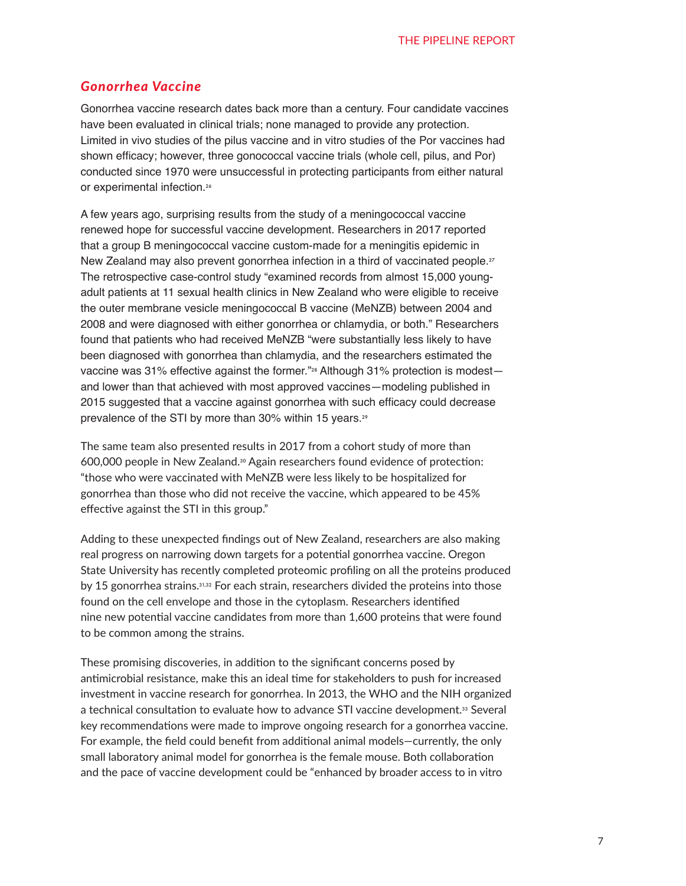## *Gonorrhea Vaccine*

Gonorrhea vaccine research dates back more than a century. Four candidate vaccines have been evaluated in clinical trials; none managed to provide any protection. Limited in vivo studies of the pilus vaccine and in vitro studies of the Por vaccines had shown efficacy; however, three gonococcal vaccine trials (whole cell, pilus, and Por) conducted since 1970 were unsuccessful in protecting participants from either natural or experimental infection.[26]

A few years ago, surprising results from the study of a meningococcal vaccine renewed hope for successful vaccine development. Researchers in 2017 reported that a group B meningococcal vaccine custom-made for a meningitis epidemic in New Zealand may also prevent gonorrhea infection in a third of vaccinated people.[27] The retrospective case-control study "examined records from almost 15,000 young-adult patients at 11 sexual health clinics in New Zealand who were eligible to receive the outer membrane vesicle meningococcal B vaccine (MeNZB) between 2004 and 2008 and were diagnosed with either gonorrhea or chlamydia, or both." Researchers found that patients who had received MeNZB "were substantially less likely to have been diagnosed with gonorrhea than chlamydia, and the researchers estimated the vaccine was 31% effective against the former."[28] Although 31% protection is modest—and lower than that achieved with most approved vaccines—modeling published in 2015 suggested that a vaccine against gonorrhea with such efficacy could decrease prevalence of the STI by more than 30% within 15 years.[29]

The same team also presented results in 2017 from a cohort study of more than 600,000 people in New Zealand.[30] Again researchers found evidence of protection: "those who were vaccinated with MeNZB were less likely to be hospitalized for gonorrhea than those who did not receive the vaccine, which appeared to be 45% effective against the STI in this group."

Adding to these unexpected findings out of New Zealand, researchers are also making real progress on narrowing down targets for a potential gonorrhea vaccine. Oregon State University has recently completed proteomic profiling on all the proteins produced by 15 gonorrhea strains.[31,32] For each strain, researchers divided the proteins into those found on the cell envelope and those in the cytoplasm. Researchers identified nine new potential vaccine candidates from more than 1,600 proteins that were found to be common among the strains.

These promising discoveries, in addition to the significant concerns posed by antimicrobial resistance, make this an ideal time for stakeholders to push for increased investment in vaccine research for gonorrhea. In 2013, the WHO and the NIH organized a technical consultation to evaluate how to advance STI vaccine development.[33] Several key recommendations were made to improve ongoing research for a gonorrhea vaccine. For example, the field could benefit from additional animal models—currently, the only small laboratory animal model for gonorrhea is the female mouse. Both collaboration and the pace of vaccine development could be "enhanced by broader access to in vitro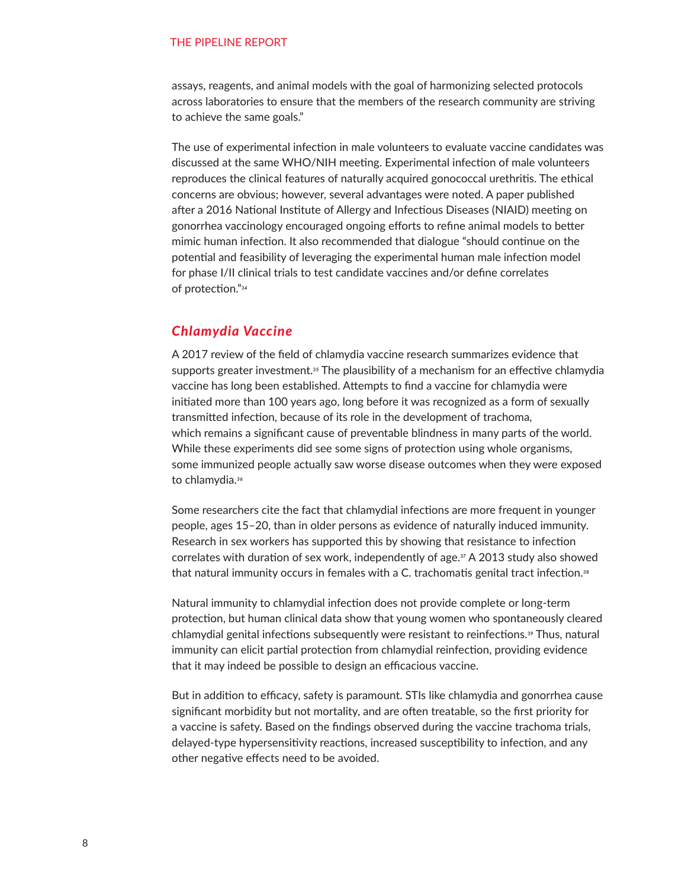assays, reagents, and animal models with the goal of harmonizing selected protocols across laboratories to ensure that the members of the research community are striving to achieve the same goals."

The use of experimental infection in male volunteers to evaluate vaccine candidates was discussed at the same WHO/NIH meeting. Experimental infection of male volunteers reproduces the clinical features of naturally acquired gonococcal urethritis. The ethical concerns are obvious; however, several advantages were noted. A paper published after a 2016 National Institute of Allergy and Infectious Diseases (NIAID) meeting on gonorrhea vaccinology encouraged ongoing efforts to refine animal models to better mimic human infection. It also recommended that dialogue "should continue on the potential and feasibility of leveraging the experimental human male infection model for phase I/II clinical trials to test candidate vaccines and/or define correlates of protection."[34]

## *Chlamydia Vaccine*

A 2017 review of the field of chlamydia vaccine research summarizes evidence that supports greater investment.[35] The plausibility of a mechanism for an effective chlamydia vaccine has long been established. Attempts to find a vaccine for chlamydia were initiated more than 100 years ago, long before it was recognized as a form of sexually transmitted infection, because of its role in the development of trachoma, which remains a significant cause of preventable blindness in many parts of the world. While these experiments did see some signs of protection using whole organisms, some immunized people actually saw worse disease outcomes when they were exposed to chlamydia.[36]

Some researchers cite the fact that chlamydial infections are more frequent in younger people, ages 15–20, than in older persons as evidence of naturally induced immunity. Research in sex workers has supported this by showing that resistance to infection correlates with duration of sex work, independently of age.[37] A 2013 study also showed that natural immunity occurs in females with a C. trachomatis genital tract infection.[38]

Natural immunity to chlamydial infection does not provide complete or long-term protection, but human clinical data show that young women who spontaneously cleared chlamydial genital infections subsequently were resistant to reinfections.[39] Thus, natural immunity can elicit partial protection from chlamydial reinfection, providing evidence that it may indeed be possible to design an efficacious vaccine.

But in addition to efficacy, safety is paramount. STIs like chlamydia and gonorrhea cause significant morbidity but not mortality, and are often treatable, so the first priority for a vaccine is safety. Based on the findings observed during the vaccine trachoma trials, delayed-type hypersensitivity reactions, increased susceptibility to infection, and any other negative effects need to be avoided.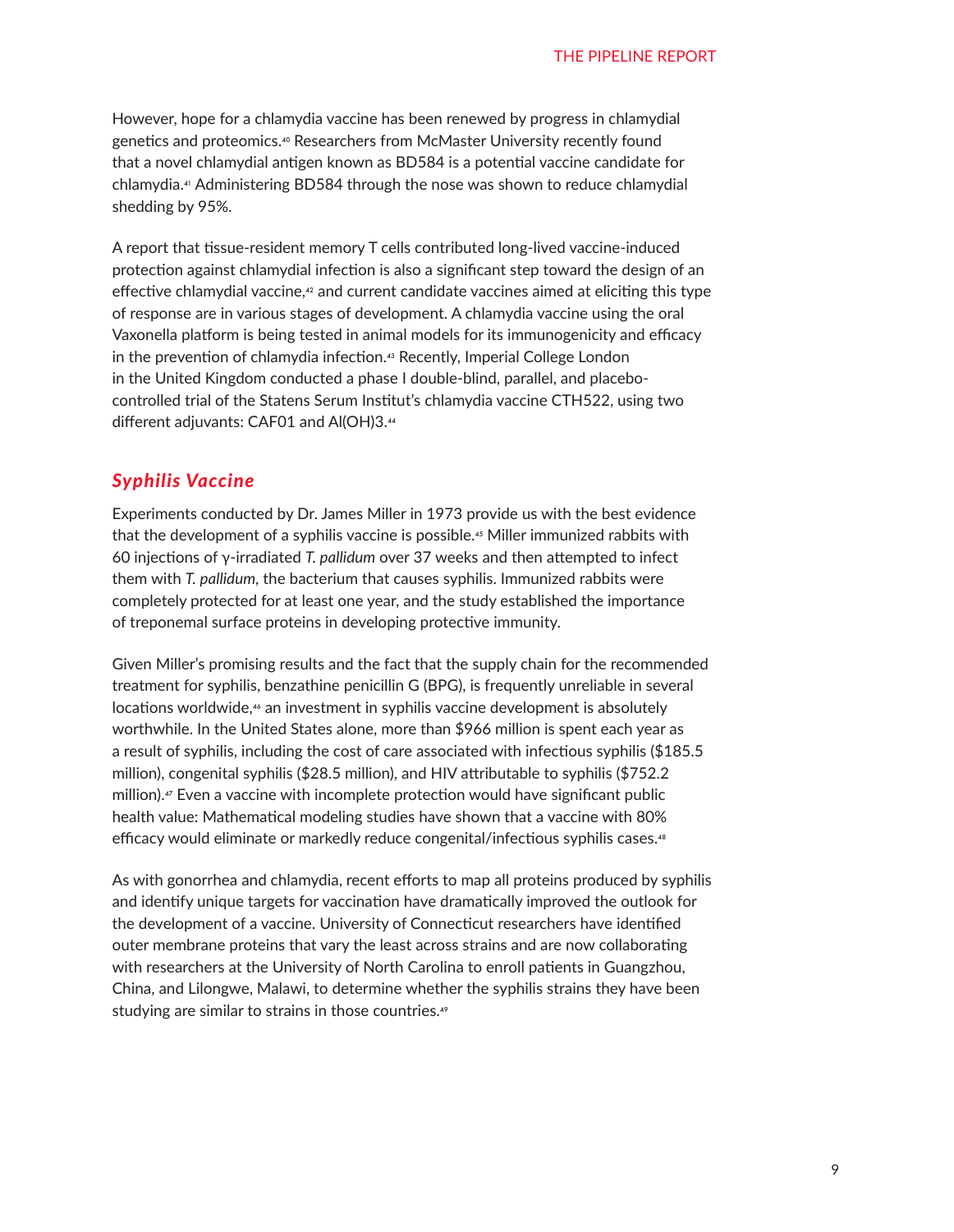However, hope for a chlamydia vaccine has been renewed by progress in chlamydial genetics and proteomics.[40] Researchers from McMaster University recently found that a novel chlamydial antigen known as BD584 is a potential vaccine candidate for chlamydia.[41] Administering BD584 through the nose was shown to reduce chlamydial shedding by 95%.

A report that tissue-resident memory T cells contributed long-lived vaccine-induced protection against chlamydial infection is also a significant step toward the design of an effective chlamydial vaccine,[42] and current candidate vaccines aimed at eliciting this type of response are in various stages of development. A chlamydia vaccine using the oral Vaxonella platform is being tested in animal models for its immunogenicity and efficacy in the prevention of chlamydia infection.[43] Recently, Imperial College London in the United Kingdom conducted a phase I double-blind, parallel, and placebo-controlled trial of the Statens Serum Institut's chlamydia vaccine CTH522, using two different adjuvants: CAF01 and $Al(OH)_3$.[44]

## *Syphilis Vaccine*

Experiments conducted by Dr. James Miller in 1973 provide us with the best evidence that the development of a syphilis vaccine is possible.[45] Miller immunized rabbits with 60 injections of γ-irradiated *T. pallidum* over 37 weeks and then attempted to infect them with *T. pallidum*, the bacterium that causes syphilis. Immunized rabbits were completely protected for at least one year, and the study established the importance of treponemal surface proteins in developing protective immunity.

Given Miller's promising results and the fact that the supply chain for the recommended treatment for syphilis, benzathine penicillin G (BPG), is frequently unreliable in several locations worldwide,[46] an investment in syphilis vaccine development is absolutely worthwhile. In the United States alone, more than $966 million is spent each year as a result of syphilis, including the cost of care associated with infectious syphilis ($185.5 million), congenital syphilis ($28.5 million), and HIV attributable to syphilis ($752.2 million).[47] Even a vaccine with incomplete protection would have significant public health value: Mathematical modeling studies have shown that a vaccine with 80% efficacy would eliminate or markedly reduce congenital/infectious syphilis cases.[48]

As with gonorrhea and chlamydia, recent efforts to map all proteins produced by syphilis and identify unique targets for vaccination have dramatically improved the outlook for the development of a vaccine. University of Connecticut researchers have identified outer membrane proteins that vary the least across strains and are now collaborating with researchers at the University of North Carolina to enroll patients in Guangzhou, China, and Lilongwe, Malawi, to determine whether the syphilis strains they have been studying are similar to strains in those countries.[49]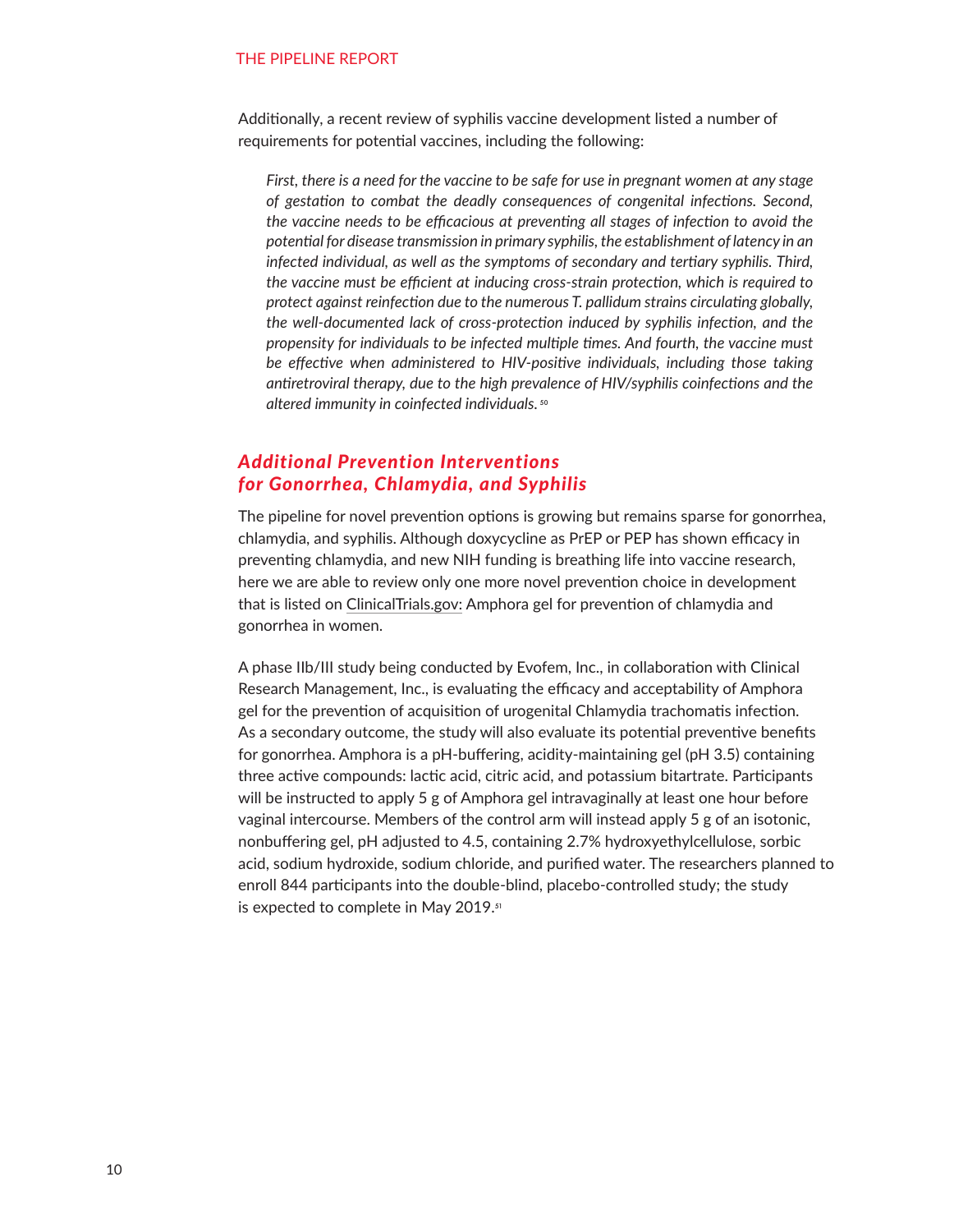Additionally, a recent review of syphilis vaccine development listed a number of requirements for potential vaccines, including the following:

> *First, there is a need for the vaccine to be safe for use in pregnant women at any stage of gestation to combat the deadly consequences of congenital infections. Second, the vaccine needs to be efficacious at preventing all stages of infection to avoid the potential for disease transmission in primary syphilis, the establishment of latency in an infected individual, as well as the symptoms of secondary and tertiary syphilis. Third, the vaccine must be efficient at inducing cross-strain protection, which is required to protect against reinfection due to the numerous T. pallidum strains circulating globally, the well-documented lack of cross-protection induced by syphilis infection, and the propensity for individuals to be infected multiple times. And fourth, the vaccine must be effective when administered to HIV-positive individuals, including those taking antiretroviral therapy, due to the high prevalence of HIV/syphilis coinfections and the altered immunity in coinfected individuals.*[50]

## *Additional Prevention Interventions for Gonorrhea, Chlamydia, and Syphilis*

The pipeline for novel prevention options is growing but remains sparse for gonorrhea, chlamydia, and syphilis. Although doxycycline as PrEP or PEP has shown efficacy in preventing chlamydia, and new NIH funding is breathing life into vaccine research, here we are able to review only one more novel prevention choice in development that is listed on ClinicalTrials.gov: Amphora gel for prevention of chlamydia and gonorrhea in women.

A phase IIb/III study being conducted by Evofem, Inc., in collaboration with Clinical Research Management, Inc., is evaluating the efficacy and acceptability of Amphora gel for the prevention of acquisition of urogenital Chlamydia trachomatis infection. As a secondary outcome, the study will also evaluate its potential preventive benefits for gonorrhea. Amphora is a pH-buffering, acidity-maintaining gel (pH 3.5) containing three active compounds: lactic acid, citric acid, and potassium bitartrate. Participants will be instructed to apply 5 g of Amphora gel intravaginally at least one hour before vaginal intercourse. Members of the control arm will instead apply 5 g of an isotonic, nonbuffering gel, pH adjusted to 4.5, containing 2.7% hydroxyethylcellulose, sorbic acid, sodium hydroxide, sodium chloride, and purified water. The researchers planned to enroll 844 participants into the double-blind, placebo-controlled study; the study is expected to complete in May 2019.[51]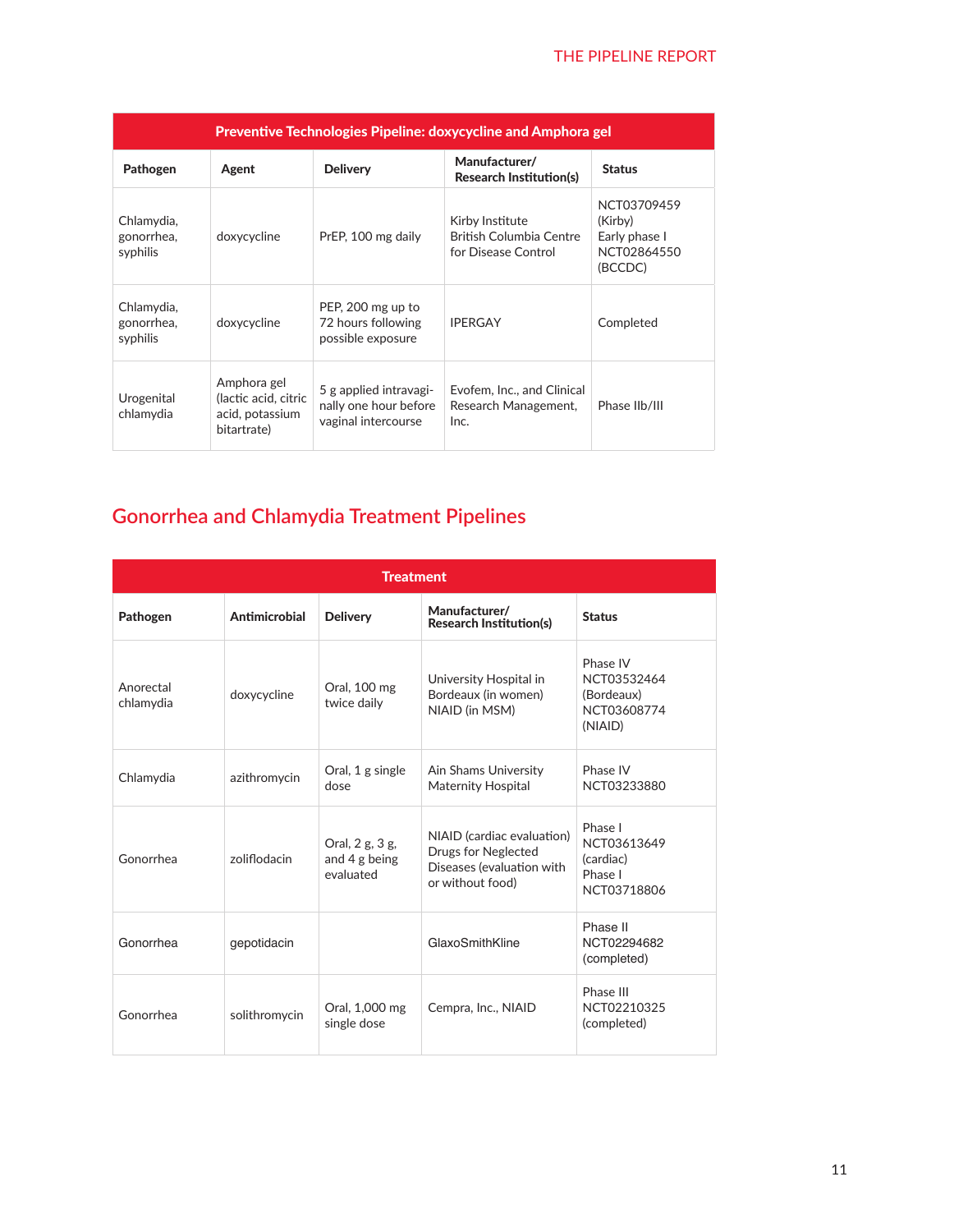| Preventive Technologies Pipeline: doxycycline and Amphora gel | | | | |
|---|---|---|---|---|
| **Pathogen** | **Agent** | **Delivery** | **Manufacturer/ Research Institution(s)** | **Status** |
| Chlamydia, gonorrhea, syphilis | doxycycline | PrEP, 100 mg daily | Kirby Institute British Columbia Centre for Disease Control | NCT03709459 (Kirby) Early phase I NCT02864550 (BCCDC) |
| Chlamydia, gonorrhea, syphilis | doxycycline | PEP, 200 mg up to 72 hours following possible exposure | IPERGAY | Completed |
| Urogenital chlamydia | Amphora gel (lactic acid, citric acid, potassium bitartrate) | 5 g applied intravaginally one hour before vaginal intercourse | Evofem, Inc., and Clinical Research Management, Inc. | Phase IIb/III |

## Gonorrhea and Chlamydia Treatment Pipelines

| Treatment | | | | |
|---|---|---|---|---|
| **Pathogen** | **Antimicrobial** | **Delivery** | **Manufacturer/ Research Institution(s)** | **Status** |
| Anorectal chlamydia | doxycycline | Oral, 100 mg twice daily | University Hospital in Bordeaux (in women) NIAID (in MSM) | Phase IV NCT03532464 (Bordeaux) NCT03608774 (NIAID) |
| Chlamydia | azithromycin | Oral, 1 g single dose | Ain Shams University Maternity Hospital | Phase IV NCT03233880 |
| Gonorrhea | zoliflodacin | Oral, 2 g, 3 g, and 4 g being evaluated | NIAID (cardiac evaluation) Drugs for Neglected Diseases (evaluation with or without food) | Phase I NCT03613649 (cardiac) Phase I NCT03718806 |
| Gonorrhea | gepotidacin | | GlaxoSmithKline | Phase II NCT02294682 (completed) |
| Gonorrhea | solithromycin | Oral, 1,000 mg single dose | Cempra, Inc., NIAID | Phase III NCT02210325 (completed) |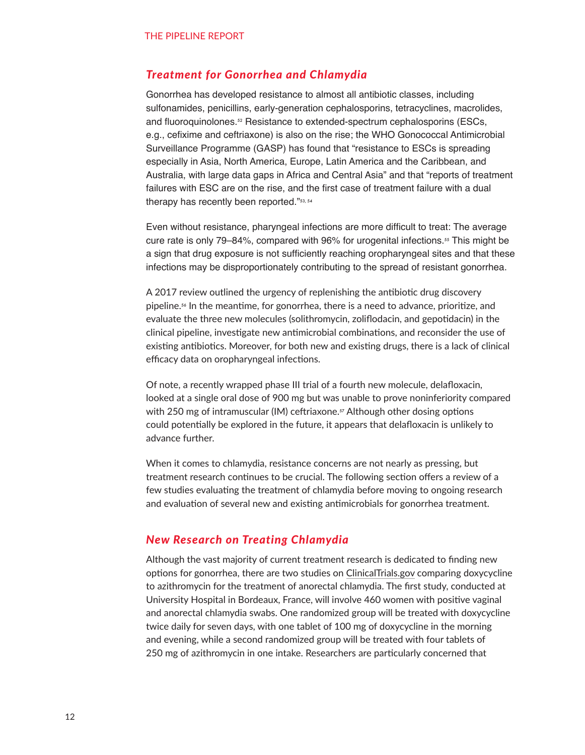### *Treatment for Gonorrhea and Chlamydia*

Gonorrhea has developed resistance to almost all antibiotic classes, including sulfonamides, penicillins, early-generation cephalosporins, tetracyclines, macrolides, and fluoroquinolones.[52] Resistance to extended-spectrum cephalosporins (ESCs, e.g., cefixime and ceftriaxone) is also on the rise; the WHO Gonococcal Antimicrobial Surveillance Programme (GASP) has found that "resistance to ESCs is spreading especially in Asia, North America, Europe, Latin America and the Caribbean, and Australia, with large data gaps in Africa and Central Asia" and that "reports of treatment failures with ESC are on the rise, and the first case of treatment failure with a dual therapy has recently been reported."[53, 54]

Even without resistance, pharyngeal infections are more difficult to treat: The average cure rate is only 79–84%, compared with 96% for urogenital infections.[55] This might be a sign that drug exposure is not sufficiently reaching oropharyngeal sites and that these infections may be disproportionately contributing to the spread of resistant gonorrhea.

A 2017 review outlined the urgency of replenishing the antibiotic drug discovery pipeline.[56] In the meantime, for gonorrhea, there is a need to advance, prioritize, and evaluate the three new molecules (solithromycin, zoliflodacin, and gepotidacin) in the clinical pipeline, investigate new antimicrobial combinations, and reconsider the use of existing antibiotics. Moreover, for both new and existing drugs, there is a lack of clinical efficacy data on oropharyngeal infections.

Of note, a recently wrapped phase III trial of a fourth new molecule, delafloxacin, looked at a single oral dose of 900 mg but was unable to prove noninferiority compared with 250 mg of intramuscular (IM) ceftriaxone.[57] Although other dosing options could potentially be explored in the future, it appears that delafloxacin is unlikely to advance further.

When it comes to chlamydia, resistance concerns are not nearly as pressing, but treatment research continues to be crucial. The following section offers a review of a few studies evaluating the treatment of chlamydia before moving to ongoing research and evaluation of several new and existing antimicrobials for gonorrhea treatment.

### *New Research on Treating Chlamydia*

Although the vast majority of current treatment research is dedicated to finding new options for gonorrhea, there are two studies on ClinicalTrials.gov comparing doxycycline to azithromycin for the treatment of anorectal chlamydia. The first study, conducted at University Hospital in Bordeaux, France, will involve 460 women with positive vaginal and anorectal chlamydia swabs. One randomized group will be treated with doxycycline twice daily for seven days, with one tablet of 100 mg of doxycycline in the morning and evening, while a second randomized group will be treated with four tablets of 250 mg of azithromycin in one intake. Researchers are particularly concerned that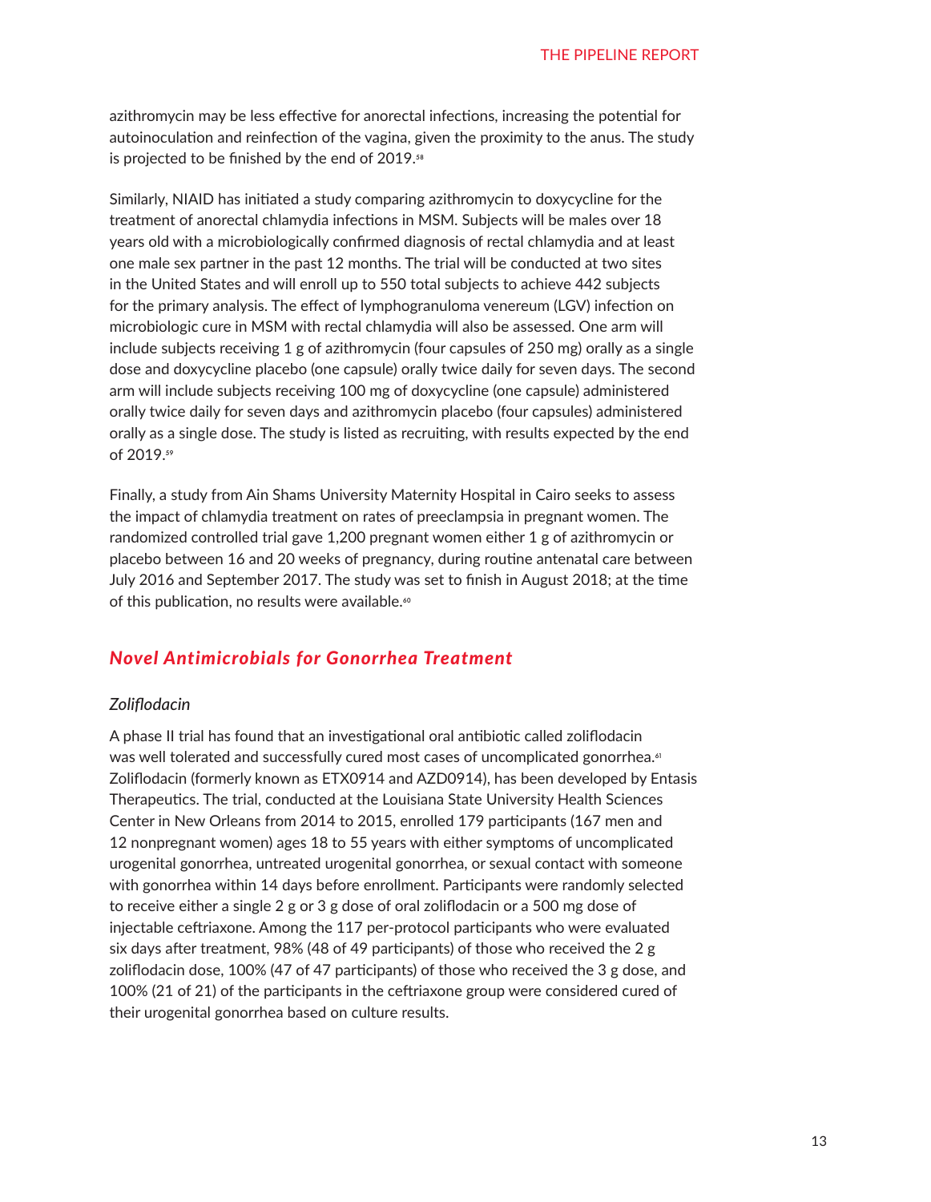azithromycin may be less effective for anorectal infections, increasing the potential for autoinoculation and reinfection of the vagina, given the proximity to the anus. The study is projected to be finished by the end of 2019.[58]

Similarly, NIAID has initiated a study comparing azithromycin to doxycycline for the treatment of anorectal chlamydia infections in MSM. Subjects will be males over 18 years old with a microbiologically confirmed diagnosis of rectal chlamydia and at least one male sex partner in the past 12 months. The trial will be conducted at two sites in the United States and will enroll up to 550 total subjects to achieve 442 subjects for the primary analysis. The effect of lymphogranuloma venereum (LGV) infection on microbiologic cure in MSM with rectal chlamydia will also be assessed. One arm will include subjects receiving 1 g of azithromycin (four capsules of 250 mg) orally as a single dose and doxycycline placebo (one capsule) orally twice daily for seven days. The second arm will include subjects receiving 100 mg of doxycycline (one capsule) administered orally twice daily for seven days and azithromycin placebo (four capsules) administered orally as a single dose. The study is listed as recruiting, with results expected by the end of 2019.[59]

Finally, a study from Ain Shams University Maternity Hospital in Cairo seeks to assess the impact of chlamydia treatment on rates of preeclampsia in pregnant women. The randomized controlled trial gave 1,200 pregnant women either 1 g of azithromycin or placebo between 16 and 20 weeks of pregnancy, during routine antenatal care between July 2016 and September 2017. The study was set to finish in August 2018; at the time of this publication, no results were available.[60]

## *Novel Antimicrobials for Gonorrhea Treatment*

### *Zoliflodacin*

A phase II trial has found that an investigational oral antibiotic called zoliflodacin was well tolerated and successfully cured most cases of uncomplicated gonorrhea.[61] Zoliflodacin (formerly known as ETX0914 and AZD0914), has been developed by Entasis Therapeutics. The trial, conducted at the Louisiana State University Health Sciences Center in New Orleans from 2014 to 2015, enrolled 179 participants (167 men and 12 nonpregnant women) ages 18 to 55 years with either symptoms of uncomplicated urogenital gonorrhea, untreated urogenital gonorrhea, or sexual contact with someone with gonorrhea within 14 days before enrollment. Participants were randomly selected to receive either a single 2 g or 3 g dose of oral zoliflodacin or a 500 mg dose of injectable ceftriaxone. Among the 117 per-protocol participants who were evaluated six days after treatment, 98% (48 of 49 participants) of those who received the 2 g zoliflodacin dose, 100% (47 of 47 participants) of those who received the 3 g dose, and 100% (21 of 21) of the participants in the ceftriaxone group were considered cured of their urogenital gonorrhea based on culture results.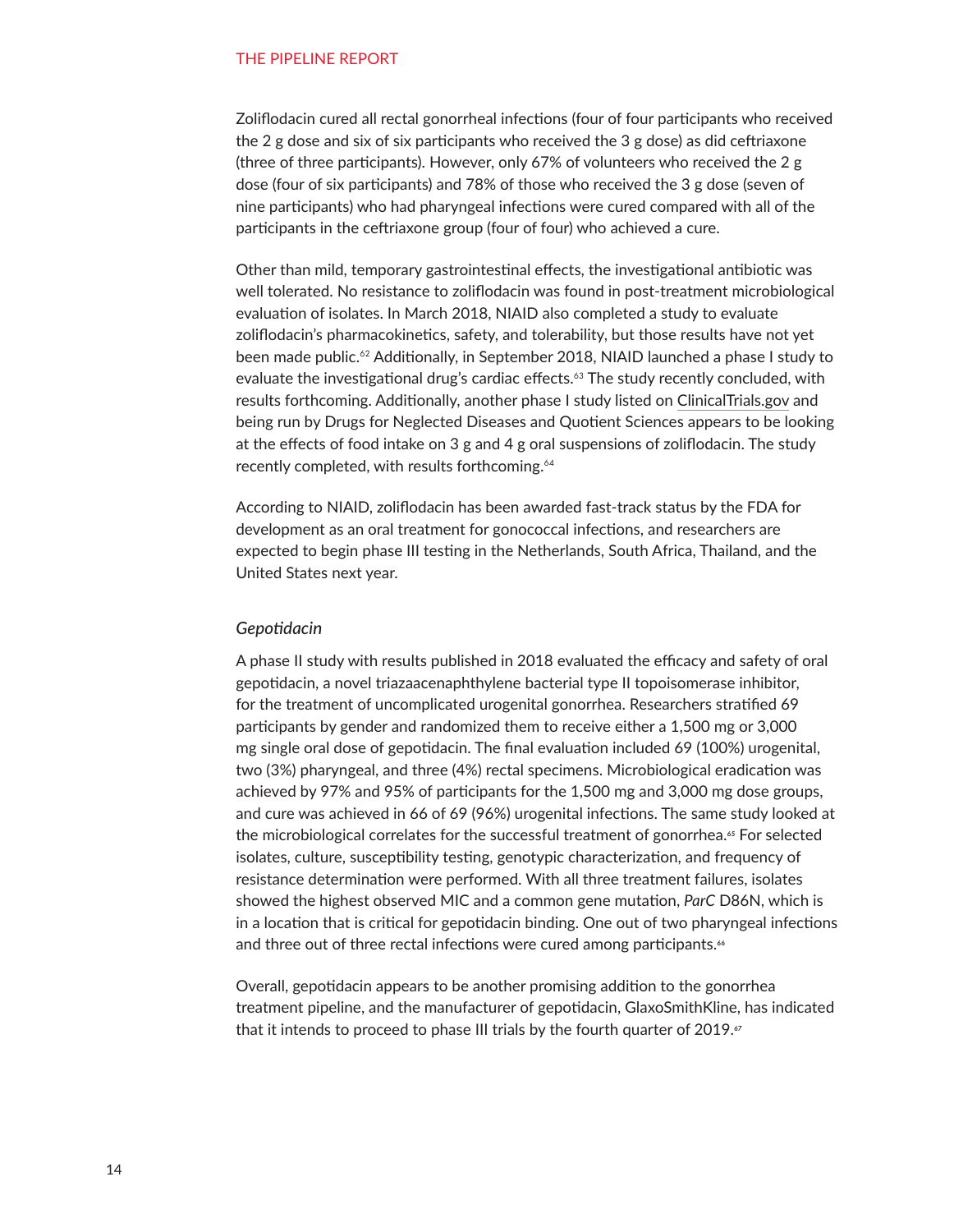Zoliflodacin cured all rectal gonorrheal infections (four of four participants who received the 2 g dose and six of six participants who received the 3 g dose) as did ceftriaxone (three of three participants). However, only 67% of volunteers who received the 2 g dose (four of six participants) and 78% of those who received the 3 g dose (seven of nine participants) who had pharyngeal infections were cured compared with all of the participants in the ceftriaxone group (four of four) who achieved a cure.

Other than mild, temporary gastrointestinal effects, the investigational antibiotic was well tolerated. No resistance to zoliflodacin was found in post-treatment microbiological evaluation of isolates. In March 2018, NIAID also completed a study to evaluate zoliflodacin's pharmacokinetics, safety, and tolerability, but those results have not yet been made public.[62] Additionally, in September 2018, NIAID launched a phase I study to evaluate the investigational drug's cardiac effects.[63] The study recently concluded, with results forthcoming. Additionally, another phase I study listed on ClinicalTrials.gov and being run by Drugs for Neglected Diseases and Quotient Sciences appears to be looking at the effects of food intake on 3 g and 4 g oral suspensions of zoliflodacin. The study recently completed, with results forthcoming.[64]

According to NIAID, zoliflodacin has been awarded fast-track status by the FDA for development as an oral treatment for gonococcal infections, and researchers are expected to begin phase III testing in the Netherlands, South Africa, Thailand, and the United States next year.

### *Gepotidacin*

A phase II study with results published in 2018 evaluated the efficacy and safety of oral gepotidacin, a novel triazaacenaphthylene bacterial type II topoisomerase inhibitor, for the treatment of uncomplicated urogenital gonorrhea. Researchers stratified 69 participants by gender and randomized them to receive either a 1,500 mg or 3,000 mg single oral dose of gepotidacin. The final evaluation included 69 (100%) urogenital, two (3%) pharyngeal, and three (4%) rectal specimens. Microbiological eradication was achieved by 97% and 95% of participants for the 1,500 mg and 3,000 mg dose groups, and cure was achieved in 66 of 69 (96%) urogenital infections. The same study looked at the microbiological correlates for the successful treatment of gonorrhea.[65] For selected isolates, culture, susceptibility testing, genotypic characterization, and frequency of resistance determination were performed. With all three treatment failures, isolates showed the highest observed MIC and a common gene mutation, *ParC* D86N, which is in a location that is critical for gepotidacin binding. One out of two pharyngeal infections and three out of three rectal infections were cured among participants.[66]

Overall, gepotidacin appears to be another promising addition to the gonorrhea treatment pipeline, and the manufacturer of gepotidacin, GlaxoSmithKline, has indicated that it intends to proceed to phase III trials by the fourth quarter of 2019.[67]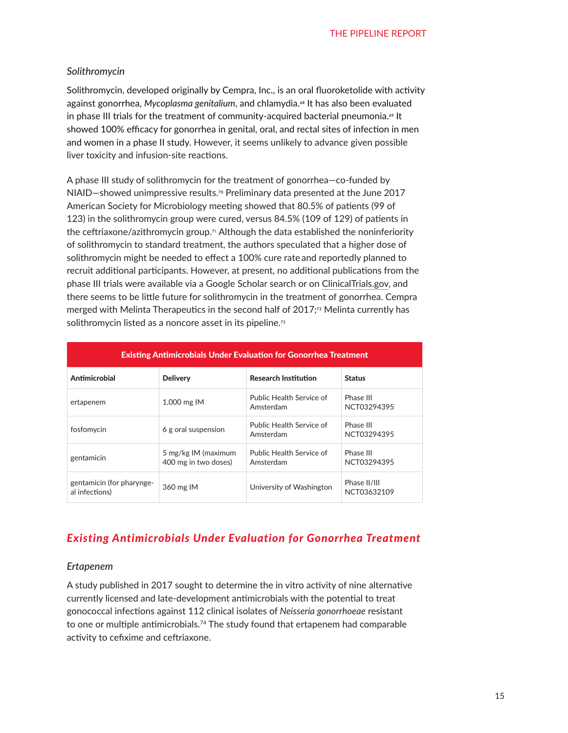### *Solithromycin*

Solithromycin, developed originally by Cempra, Inc., is an oral fluoroketolide with activity against gonorrhea, *Mycoplasma genitalium*, and chlamydia.[68] It has also been evaluated in phase III trials for the treatment of community-acquired bacterial pneumonia.[69] It showed 100% efficacy for gonorrhea in genital, oral, and rectal sites of infection in men and women in a phase II study. However, it seems unlikely to advance given possible liver toxicity and infusion-site reactions.

A phase III study of solithromycin for the treatment of gonorrhea—co-funded by NIAID—showed unimpressive results.[70] Preliminary data presented at the June 2017 American Society for Microbiology meeting showed that 80.5% of patients (99 of 123) in the solithromycin group were cured, versus 84.5% (109 of 129) of patients in the ceftriaxone/azithromycin group.[71] Although the data established the noninferiority of solithromycin to standard treatment, the authors speculated that a higher dose of solithromycin might be needed to effect a 100% cure rate and reportedly planned to recruit additional participants. However, at present, no additional publications from the phase III trials were available via a Google Scholar search or on ClinicalTrials.gov, and there seems to be little future for solithromycin in the treatment of gonorrhea. Cempra merged with Melinta Therapeutics in the second half of 2017;[72] Melinta currently has solithromycin listed as a noncore asset in its pipeline.[73]

| Existing Antimicrobials Under Evaluation for Gonorrhea Treatment | | | |
|---|---|---|---|
| **Antimicrobial** | **Delivery** | **Research Institution** | **Status** |
| ertapenem | 1,000 mg IM | Public Health Service of Amsterdam | Phase III NCT03294395 |
| fosfomycin | 6 g oral suspension | Public Health Service of Amsterdam | Phase III NCT03294395 |
| gentamicin | 5 mg/kg IM (maximum 400 mg in two doses) | Public Health Service of Amsterdam | Phase III NCT03294395 |
| gentamicin (for pharyngeal infections) | 360 mg IM | University of Washington | Phase II/III NCT03632109 |

## *Existing Antimicrobials Under Evaluation for Gonorrhea Treatment*

### *Ertapenem*

A study published in 2017 sought to determine the in vitro activity of nine alternative currently licensed and late-development antimicrobials with the potential to treat gonococcal infections against 112 clinical isolates of *Neisseria gonorrhoeae* resistant to one or multiple antimicrobials.[74] The study found that ertapenem had comparable activity to cefixime and ceftriaxone.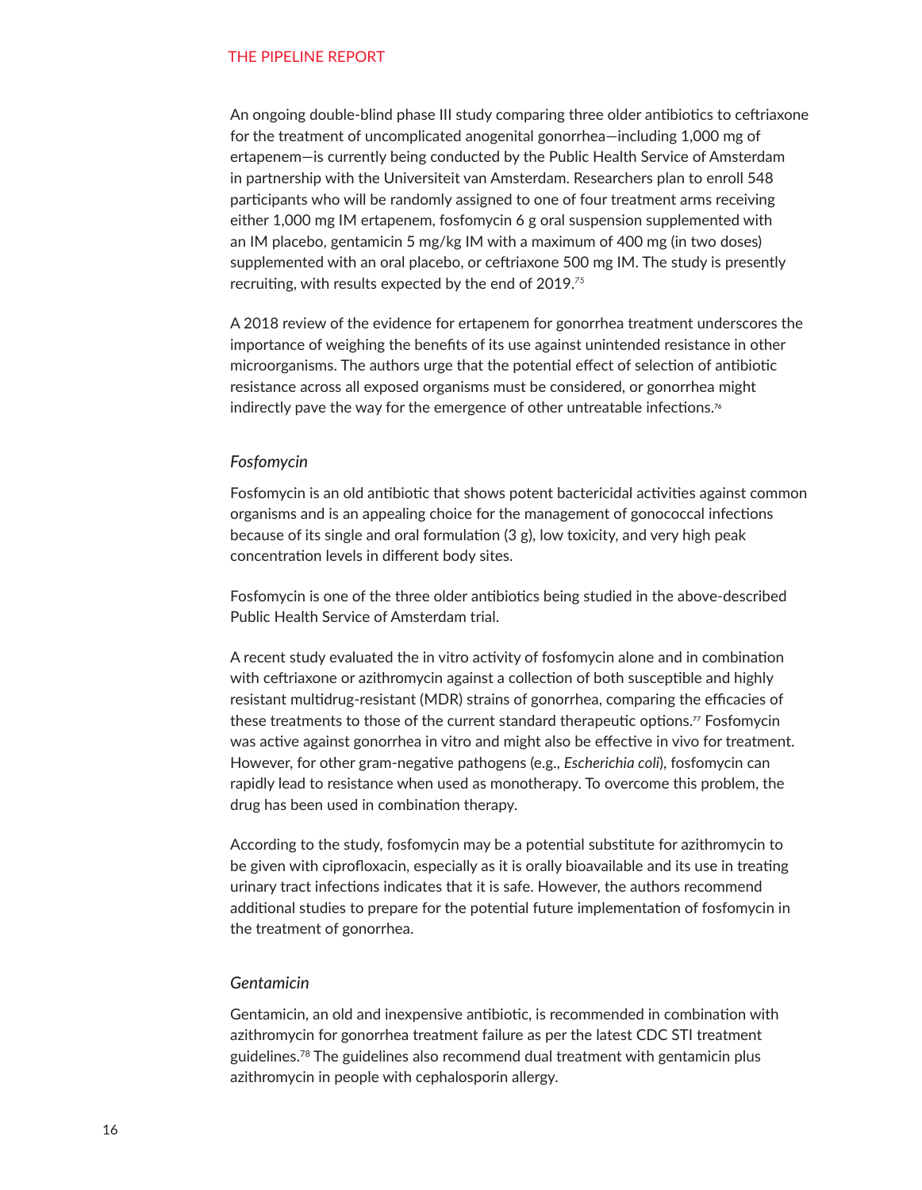An ongoing double-blind phase III study comparing three older antibiotics to ceftriaxone for the treatment of uncomplicated anogenital gonorrhea—including 1,000 mg of ertapenem—is currently being conducted by the Public Health Service of Amsterdam in partnership with the Universiteit van Amsterdam. Researchers plan to enroll 548 participants who will be randomly assigned to one of four treatment arms receiving either 1,000 mg IM ertapenem, fosfomycin 6 g oral suspension supplemented with an IM placebo, gentamicin 5 mg/kg IM with a maximum of 400 mg (in two doses) supplemented with an oral placebo, or ceftriaxone 500 mg IM. The study is presently recruiting, with results expected by the end of 2019.[75]

A 2018 review of the evidence for ertapenem for gonorrhea treatment underscores the importance of weighing the benefits of its use against unintended resistance in other microorganisms. The authors urge that the potential effect of selection of antibiotic resistance across all exposed organisms must be considered, or gonorrhea might indirectly pave the way for the emergence of other untreatable infections.[76]

### *Fosfomycin*

Fosfomycin is an old antibiotic that shows potent bactericidal activities against common organisms and is an appealing choice for the management of gonococcal infections because of its single and oral formulation (3 g), low toxicity, and very high peak concentration levels in different body sites.

Fosfomycin is one of the three older antibiotics being studied in the above-described Public Health Service of Amsterdam trial.

A recent study evaluated the in vitro activity of fosfomycin alone and in combination with ceftriaxone or azithromycin against a collection of both susceptible and highly resistant multidrug-resistant (MDR) strains of gonorrhea, comparing the efficacies of these treatments to those of the current standard therapeutic options.[77] Fosfomycin was active against gonorrhea in vitro and might also be effective in vivo for treatment. However, for other gram-negative pathogens (e.g., *Escherichia coli*), fosfomycin can rapidly lead to resistance when used as monotherapy. To overcome this problem, the drug has been used in combination therapy.

According to the study, fosfomycin may be a potential substitute for azithromycin to be given with ciprofloxacin, especially as it is orally bioavailable and its use in treating urinary tract infections indicates that it is safe. However, the authors recommend additional studies to prepare for the potential future implementation of fosfomycin in the treatment of gonorrhea.

### *Gentamicin*

Gentamicin, an old and inexpensive antibiotic, is recommended in combination with azithromycin for gonorrhea treatment failure as per the latest CDC STI treatment guidelines.[78] The guidelines also recommend dual treatment with gentamicin plus azithromycin in people with cephalosporin allergy.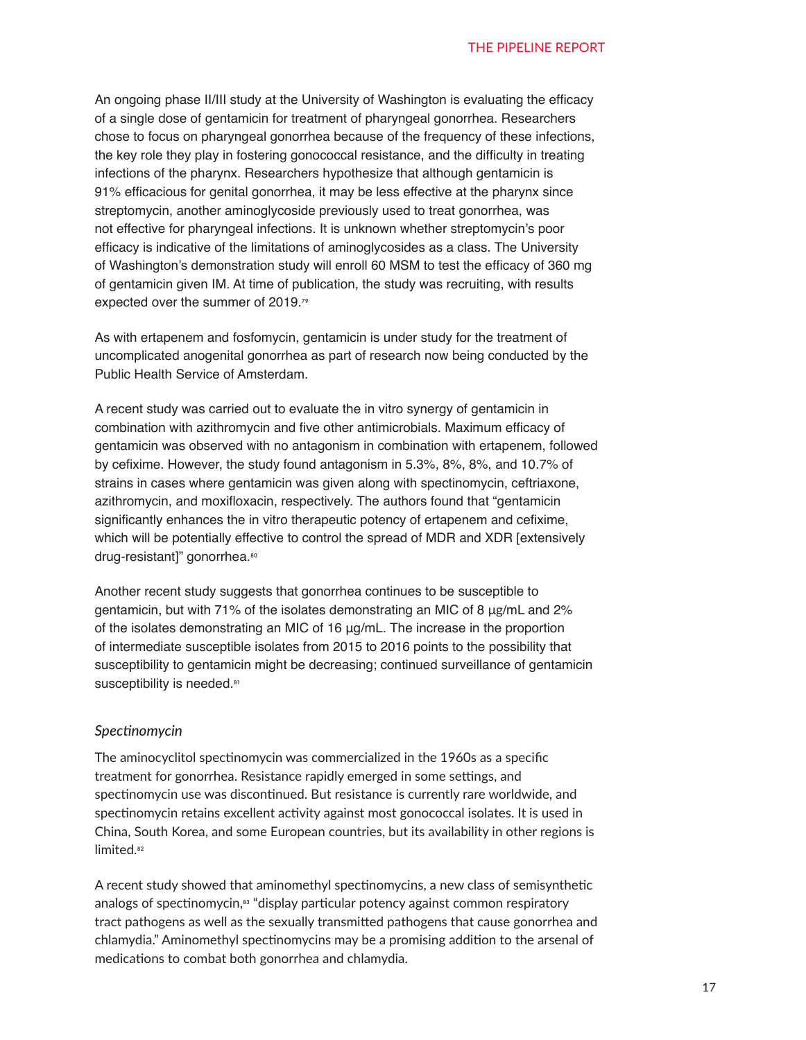An ongoing phase II/III study at the University of Washington is evaluating the efficacy of a single dose of gentamicin for treatment of pharyngeal gonorrhea. Researchers chose to focus on pharyngeal gonorrhea because of the frequency of these infections, the key role they play in fostering gonococcal resistance, and the difficulty in treating infections of the pharynx. Researchers hypothesize that although gentamicin is 91% efficacious for genital gonorrhea, it may be less effective at the pharynx since streptomycin, another aminoglycoside previously used to treat gonorrhea, was not effective for pharyngeal infections. It is unknown whether streptomycin's poor efficacy is indicative of the limitations of aminoglycosides as a class. The University of Washington's demonstration study will enroll 60 MSM to test the efficacy of 360 mg of gentamicin given IM. At time of publication, the study was recruiting, with results expected over the summer of 2019.[79]

As with ertapenem and fosfomycin, gentamicin is under study for the treatment of uncomplicated anogenital gonorrhea as part of research now being conducted by the Public Health Service of Amsterdam.

A recent study was carried out to evaluate the in vitro synergy of gentamicin in combination with azithromycin and five other antimicrobials. Maximum efficacy of gentamicin was observed with no antagonism in combination with ertapenem, followed by cefixime. However, the study found antagonism in 5.3%, 8%, 8%, and 10.7% of strains in cases where gentamicin was given along with spectinomycin, ceftriaxone, azithromycin, and moxifloxacin, respectively. The authors found that "gentamicin significantly enhances the in vitro therapeutic potency of ertapenem and cefixime, which will be potentially effective to control the spread of MDR and XDR [extensively drug-resistant]" gonorrhea.[80]

Another recent study suggests that gonorrhea continues to be susceptible to gentamicin, but with 71% of the isolates demonstrating an MIC of 8 µg/mL and 2% of the isolates demonstrating an MIC of 16 µg/mL. The increase in the proportion of intermediate susceptible isolates from 2015 to 2016 points to the possibility that susceptibility to gentamicin might be decreasing; continued surveillance of gentamicin susceptibility is needed.[81]

### *Spectinomycin*

The aminocyclitol spectinomycin was commercialized in the 1960s as a specific treatment for gonorrhea. Resistance rapidly emerged in some settings, and spectinomycin use was discontinued. But resistance is currently rare worldwide, and spectinomycin retains excellent activity against most gonococcal isolates. It is used in China, South Korea, and some European countries, but its availability in other regions is limited.[82]

A recent study showed that aminomethyl spectinomycins, a new class of semisynthetic analogs of spectinomycin,[83] "display particular potency against common respiratory tract pathogens as well as the sexually transmitted pathogens that cause gonorrhea and chlamydia." Aminomethyl spectinomycins may be a promising addition to the arsenal of medications to combat both gonorrhea and chlamydia.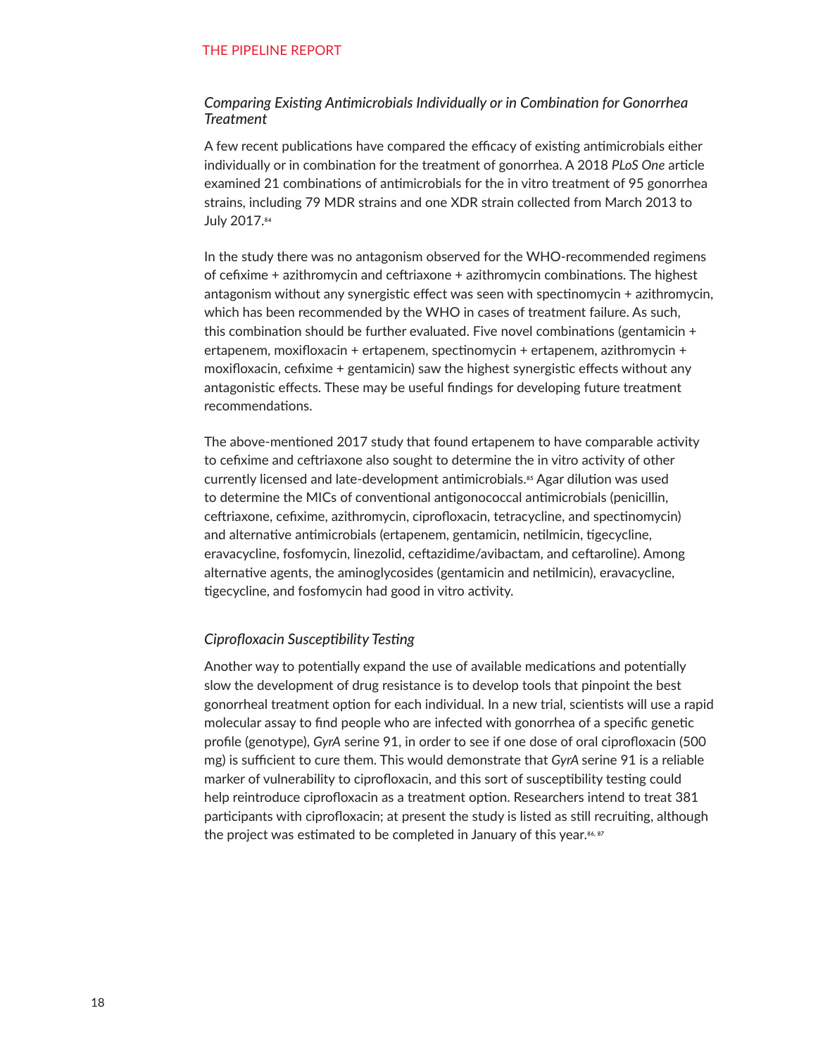### *Comparing Existing Antimicrobials Individually or in Combination for Gonorrhea Treatment*

A few recent publications have compared the efficacy of existing antimicrobials either individually or in combination for the treatment of gonorrhea. A 2018 *PLoS One* article examined 21 combinations of antimicrobials for the in vitro treatment of 95 gonorrhea strains, including 79 MDR strains and one XDR strain collected from March 2013 to July 2017.[84]

In the study there was no antagonism observed for the WHO-recommended regimens of cefixime + azithromycin and ceftriaxone + azithromycin combinations. The highest antagonism without any synergistic effect was seen with spectinomycin + azithromycin, which has been recommended by the WHO in cases of treatment failure. As such, this combination should be further evaluated. Five novel combinations (gentamicin + ertapenem, moxifloxacin + ertapenem, spectinomycin + ertapenem, azithromycin + moxifloxacin, cefixime + gentamicin) saw the highest synergistic effects without any antagonistic effects. These may be useful findings for developing future treatment recommendations.

The above-mentioned 2017 study that found ertapenem to have comparable activity to cefixime and ceftriaxone also sought to determine the in vitro activity of other currently licensed and late-development antimicrobials.[85] Agar dilution was used to determine the MICs of conventional antigonococcal antimicrobials (penicillin, ceftriaxone, cefixime, azithromycin, ciprofloxacin, tetracycline, and spectinomycin) and alternative antimicrobials (ertapenem, gentamicin, netilmicin, tigecycline, eravacycline, fosfomycin, linezolid, ceftazidime/avibactam, and ceftaroline). Among alternative agents, the aminoglycosides (gentamicin and netilmicin), eravacycline, tigecycline, and fosfomycin had good in vitro activity.

### *Ciprofloxacin Susceptibility Testing*

Another way to potentially expand the use of available medications and potentially slow the development of drug resistance is to develop tools that pinpoint the best gonorrheal treatment option for each individual. In a new trial, scientists will use a rapid molecular assay to find people who are infected with gonorrhea of a specific genetic profile (genotype), *GyrA* serine 91, in order to see if one dose of oral ciprofloxacin (500 mg) is sufficient to cure them. This would demonstrate that *GyrA* serine 91 is a reliable marker of vulnerability to ciprofloxacin, and this sort of susceptibility testing could help reintroduce ciprofloxacin as a treatment option. Researchers intend to treat 381 participants with ciprofloxacin; at present the study is listed as still recruiting, although the project was estimated to be completed in January of this year.[86, 87]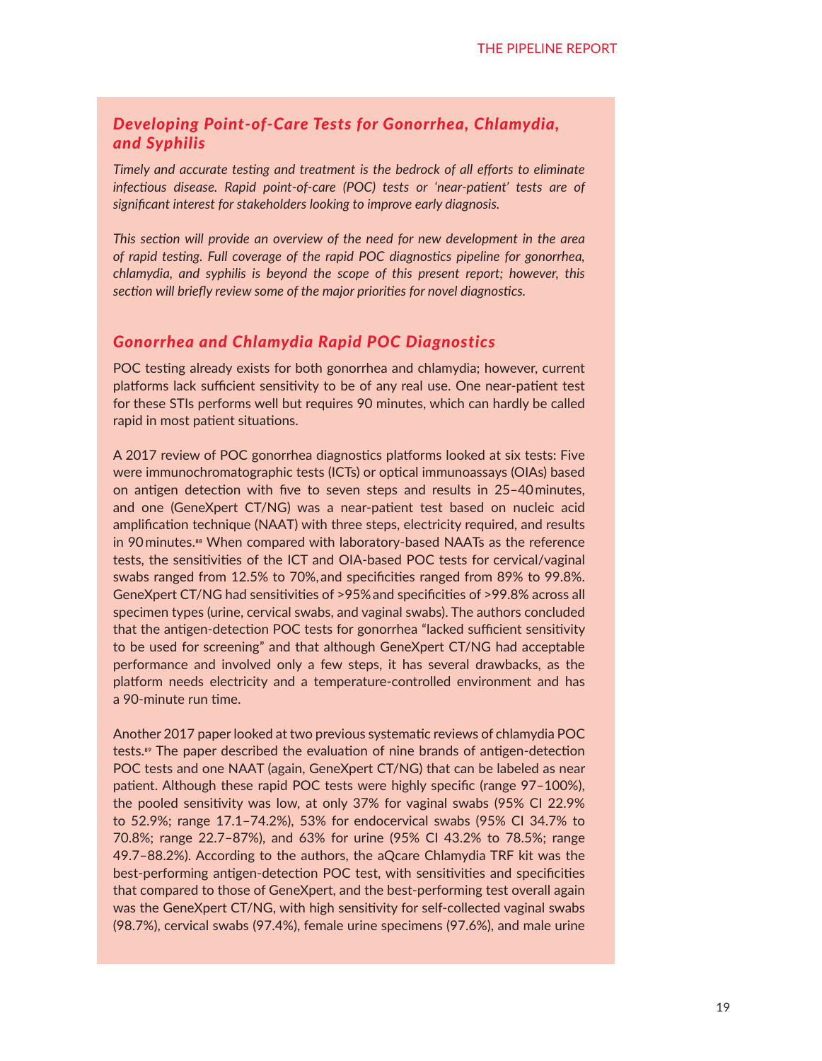## *Developing Point-of-Care Tests for Gonorrhea, Chlamydia, and Syphilis*

*Timely and accurate testing and treatment is the bedrock of all efforts to eliminate infectious disease. Rapid point-of-care (POC) tests or 'near-patient' tests are of significant interest for stakeholders looking to improve early diagnosis.*

*This section will provide an overview of the need for new development in the area of rapid testing. Full coverage of the rapid POC diagnostics pipeline for gonorrhea, chlamydia, and syphilis is beyond the scope of this present report; however, this section will briefly review some of the major priorities for novel diagnostics.*

### *Gonorrhea and Chlamydia Rapid POC Diagnostics*

POC testing already exists for both gonorrhea and chlamydia; however, current platforms lack sufficient sensitivity to be of any real use. One near-patient test for these STIs performs well but requires 90 minutes, which can hardly be called rapid in most patient situations.

A 2017 review of POC gonorrhea diagnostics platforms looked at six tests: Five were immunochromatographic tests (ICTs) or optical immunoassays (OIAs) based on antigen detection with five to seven steps and results in 25–40 minutes, and one (GeneXpert CT/NG) was a near-patient test based on nucleic acid amplification technique (NAAT) with three steps, electricity required, and results in 90 minutes.[88] When compared with laboratory-based NAATs as the reference tests, the sensitivities of the ICT and OIA-based POC tests for cervical/vaginal swabs ranged from 12.5% to 70%, and specificities ranged from 89% to 99.8%. GeneXpert CT/NG had sensitivities of >95% and specificities of >99.8% across all specimen types (urine, cervical swabs, and vaginal swabs). The authors concluded that the antigen-detection POC tests for gonorrhea "lacked sufficient sensitivity to be used for screening" and that although GeneXpert CT/NG had acceptable performance and involved only a few steps, it has several drawbacks, as the platform needs electricity and a temperature-controlled environment and has a 90-minute run time.

Another 2017 paper looked at two previous systematic reviews of chlamydia POC tests.[89] The paper described the evaluation of nine brands of antigen-detection POC tests and one NAAT (again, GeneXpert CT/NG) that can be labeled as near patient. Although these rapid POC tests were highly specific (range 97–100%), the pooled sensitivity was low, at only 37% for vaginal swabs (95% CI 22.9% to 52.9%; range 17.1–74.2%), 53% for endocervical swabs (95% CI 34.7% to 70.8%; range 22.7–87%), and 63% for urine (95% CI 43.2% to 78.5%; range 49.7–88.2%). According to the authors, the aQcare Chlamydia TRF kit was the best-performing antigen-detection POC test, with sensitivities and specificities that compared to those of GeneXpert, and the best-performing test overall again was the GeneXpert CT/NG, with high sensitivity for self-collected vaginal swabs (98.7%), cervical swabs (97.4%), female urine specimens (97.6%), and male urine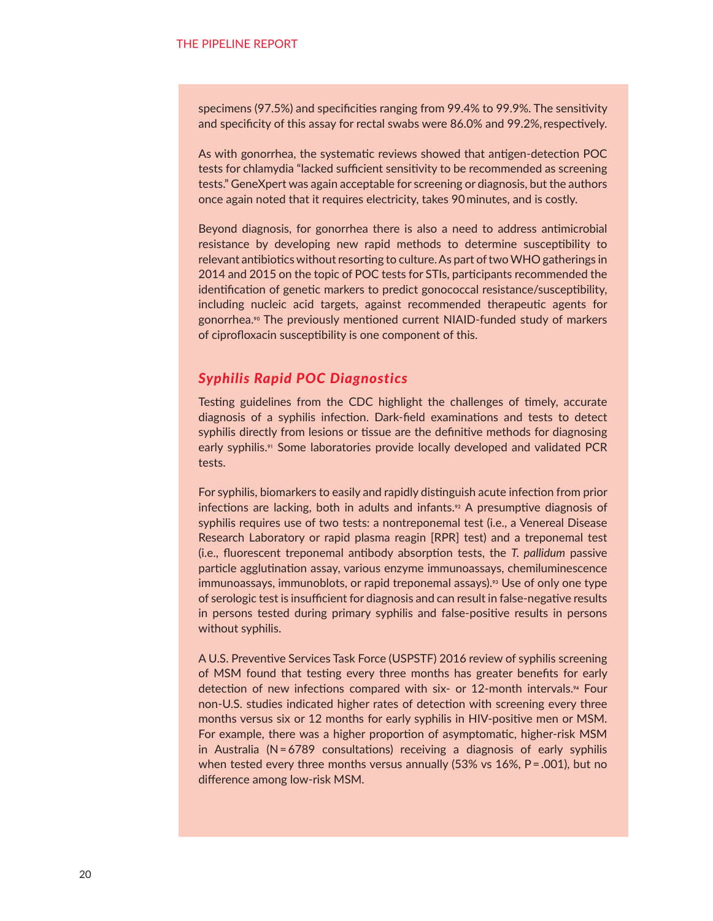specimens (97.5%) and specificities ranging from 99.4% to 99.9%. The sensitivity and specificity of this assay for rectal swabs were 86.0% and 99.2%, respectively.

As with gonorrhea, the systematic reviews showed that antigen-detection POC tests for chlamydia "lacked sufficient sensitivity to be recommended as screening tests." GeneXpert was again acceptable for screening or diagnosis, but the authors once again noted that it requires electricity, takes 90 minutes, and is costly.

Beyond diagnosis, for gonorrhea there is also a need to address antimicrobial resistance by developing new rapid methods to determine susceptibility to relevant antibiotics without resorting to culture. As part of two WHO gatherings in 2014 and 2015 on the topic of POC tests for STIs, participants recommended the identification of genetic markers to predict gonococcal resistance/susceptibility, including nucleic acid targets, against recommended therapeutic agents for gonorrhea.[90] The previously mentioned current NIAID-funded study of markers of ciprofloxacin susceptibility is one component of this.

### *Syphilis Rapid POC Diagnostics*

Testing guidelines from the CDC highlight the challenges of timely, accurate diagnosis of a syphilis infection. Dark-field examinations and tests to detect syphilis directly from lesions or tissue are the definitive methods for diagnosing early syphilis.[91] Some laboratories provide locally developed and validated PCR tests.

For syphilis, biomarkers to easily and rapidly distinguish acute infection from prior infections are lacking, both in adults and infants.[92] A presumptive diagnosis of syphilis requires use of two tests: a nontreponemal test (i.e., a Venereal Disease Research Laboratory or rapid plasma reagin [RPR] test) and a treponemal test (i.e., fluorescent treponemal antibody absorption tests, the *T. pallidum* passive particle agglutination assay, various enzyme immunoassays, chemiluminescence immunoassays, immunoblots, or rapid treponemal assays).[93] Use of only one type of serologic test is insufficient for diagnosis and can result in false-negative results in persons tested during primary syphilis and false-positive results in persons without syphilis.

A U.S. Preventive Services Task Force (USPSTF) 2016 review of syphilis screening of MSM found that testing every three months has greater benefits for early detection of new infections compared with six- or 12-month intervals.[94] Four non-U.S. studies indicated higher rates of detection with screening every three months versus six or 12 months for early syphilis in HIV-positive men or MSM. For example, there was a higher proportion of asymptomatic, higher-risk MSM in Australia (N = 6789 consultations) receiving a diagnosis of early syphilis when tested every three months versus annually (53% vs 16%, $P = .001$), but no difference among low-risk MSM.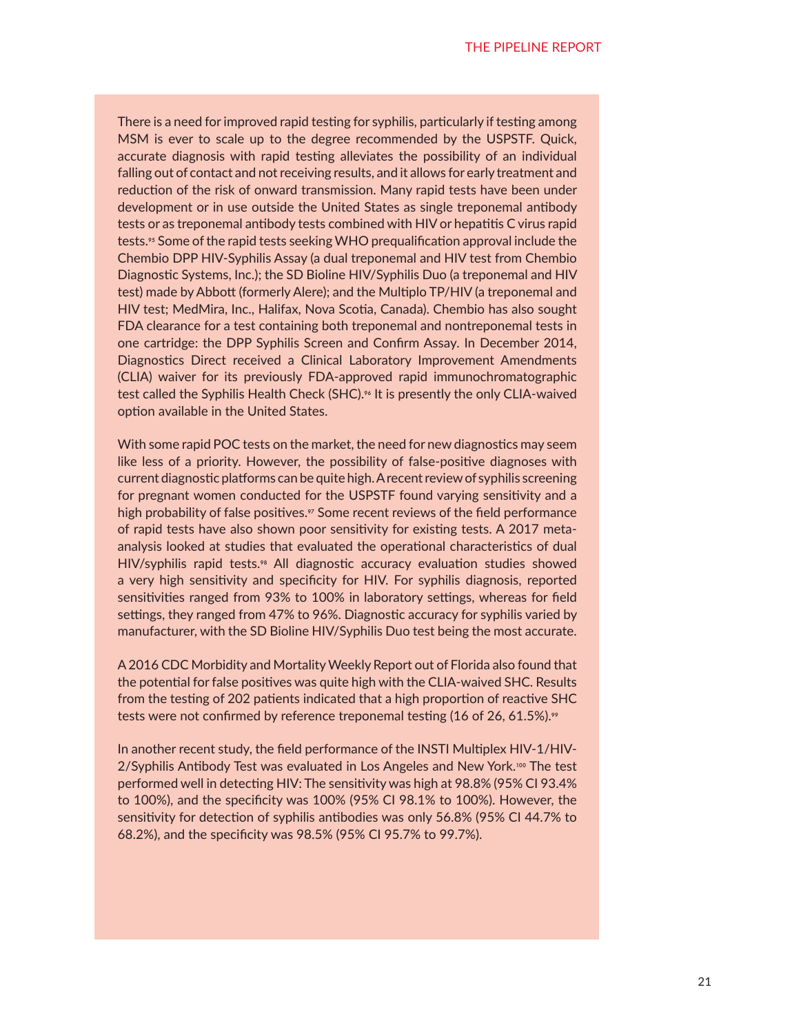There is a need for improved rapid testing for syphilis, particularly if testing among MSM is ever to scale up to the degree recommended by the USPSTF. Quick, accurate diagnosis with rapid testing alleviates the possibility of an individual falling out of contact and not receiving results, and it allows for early treatment and reduction of the risk of onward transmission. Many rapid tests have been under development or in use outside the United States as single treponemal antibody tests or as treponemal antibody tests combined with HIV or hepatitis C virus rapid tests.[95] Some of the rapid tests seeking WHO prequalification approval include the Chembio DPP HIV-Syphilis Assay (a dual treponemal and HIV test from Chembio Diagnostic Systems, Inc.); the SD Bioline HIV/Syphilis Duo (a treponemal and HIV test) made by Abbott (formerly Alere); and the Multiplo TP/HIV (a treponemal and HIV test; MedMira, Inc., Halifax, Nova Scotia, Canada). Chembio has also sought FDA clearance for a test containing both treponemal and nontreponemal tests in one cartridge: the DPP Syphilis Screen and Confirm Assay. In December 2014, Diagnostics Direct received a Clinical Laboratory Improvement Amendments (CLIA) waiver for its previously FDA-approved rapid immunochromatographic test called the Syphilis Health Check (SHC).[96] It is presently the only CLIA-waived option available in the United States.

With some rapid POC tests on the market, the need for new diagnostics may seem like less of a priority. However, the possibility of false-positive diagnoses with current diagnostic platforms can be quite high. A recent review of syphilis screening for pregnant women conducted for the USPSTF found varying sensitivity and a high probability of false positives.[97] Some recent reviews of the field performance of rapid tests have also shown poor sensitivity for existing tests. A 2017 meta-analysis looked at studies that evaluated the operational characteristics of dual HIV/syphilis rapid tests.[98] All diagnostic accuracy evaluation studies showed a very high sensitivity and specificity for HIV. For syphilis diagnosis, reported sensitivities ranged from 93% to 100% in laboratory settings, whereas for field settings, they ranged from 47% to 96%. Diagnostic accuracy for syphilis varied by manufacturer, with the SD Bioline HIV/Syphilis Duo test being the most accurate.

A 2016 CDC Morbidity and Mortality Weekly Report out of Florida also found that the potential for false positives was quite high with the CLIA-waived SHC. Results from the testing of 202 patients indicated that a high proportion of reactive SHC tests were not confirmed by reference treponemal testing (16 of 26, 61.5%).[99]

In another recent study, the field performance of the INSTI Multiplex HIV-1/HIV-2/Syphilis Antibody Test was evaluated in Los Angeles and New York.[100] The test performed well in detecting HIV: The sensitivity was high at 98.8% (95% CI 93.4% to 100%), and the specificity was 100% (95% CI 98.1% to 100%). However, the sensitivity for detection of syphilis antibodies was only 56.8% (95% CI 44.7% to 68.2%), and the specificity was 98.5% (95% CI 95.7% to 99.7%).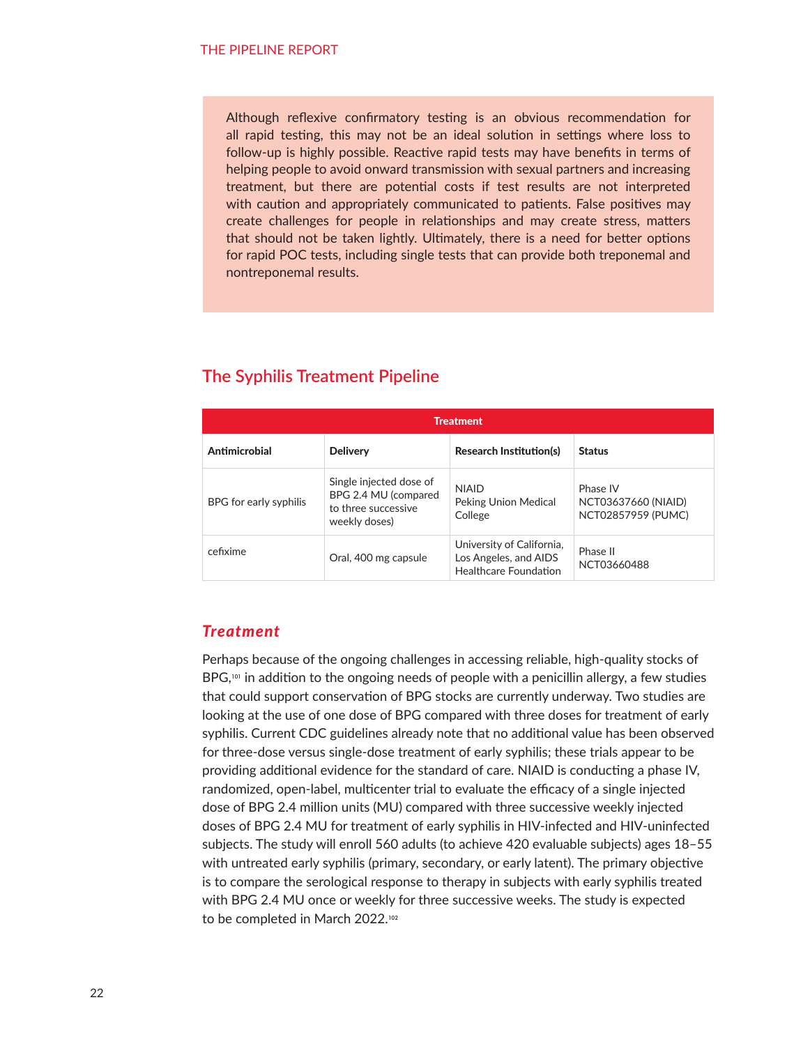Although reflexive confirmatory testing is an obvious recommendation for all rapid testing, this may not be an ideal solution in settings where loss to follow-up is highly possible. Reactive rapid tests may have benefits in terms of helping people to avoid onward transmission with sexual partners and increasing treatment, but there are potential costs if test results are not interpreted with caution and appropriately communicated to patients. False positives may create challenges for people in relationships and may create stress, matters that should not be taken lightly. Ultimately, there is a need for better options for rapid POC tests, including single tests that can provide both treponemal and nontreponemal results.

## The Syphilis Treatment Pipeline

| Treatment | | | |
|---|---|---|---|
| **Antimicrobial** | **Delivery** | **Research Institution(s)** | **Status** |
| BPG for early syphilis | Single injected dose of BPG 2.4 MU (compared to three successive weekly doses) | NIAID<br>Peking Union Medical College | Phase IV<br>NCT03637660 (NIAID)<br>NCT02857959 (PUMC) |
| cefixime | Oral, 400 mg capsule | University of California, Los Angeles, and AIDS Healthcare Foundation | Phase II<br>NCT03660488 |

### *Treatment*

Perhaps because of the ongoing challenges in accessing reliable, high-quality stocks of BPG,[101] in addition to the ongoing needs of people with a penicillin allergy, a few studies that could support conservation of BPG stocks are currently underway. Two studies are looking at the use of one dose of BPG compared with three doses for treatment of early syphilis. Current CDC guidelines already note that no additional value has been observed for three-dose versus single-dose treatment of early syphilis; these trials appear to be providing additional evidence for the standard of care. NIAID is conducting a phase IV, randomized, open-label, multicenter trial to evaluate the efficacy of a single injected dose of BPG 2.4 million units (MU) compared with three successive weekly injected doses of BPG 2.4 MU for treatment of early syphilis in HIV-infected and HIV-uninfected subjects. The study will enroll 560 adults (to achieve 420 evaluable subjects) ages 18–55 with untreated early syphilis (primary, secondary, or early latent). The primary objective is to compare the serological response to therapy in subjects with early syphilis treated with BPG 2.4 MU once or weekly for three successive weeks. The study is expected to be completed in March 2022.[102]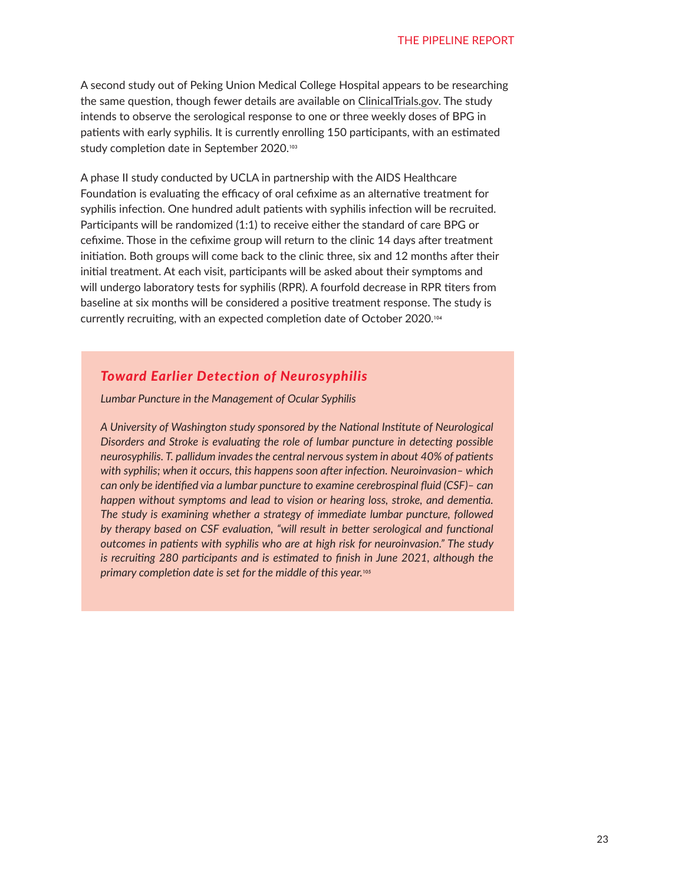A second study out of Peking Union Medical College Hospital appears to be researching the same question, though fewer details are available on ClinicalTrials.gov. The study intends to observe the serological response to one or three weekly doses of BPG in patients with early syphilis. It is currently enrolling 150 participants, with an estimated study completion date in September 2020.[103]

A phase II study conducted by UCLA in partnership with the AIDS Healthcare Foundation is evaluating the efficacy of oral cefixime as an alternative treatment for syphilis infection. One hundred adult patients with syphilis infection will be recruited. Participants will be randomized (1:1) to receive either the standard of care BPG or cefixime. Those in the cefixime group will return to the clinic 14 days after treatment initiation. Both groups will come back to the clinic three, six and 12 months after their initial treatment. At each visit, participants will be asked about their symptoms and will undergo laboratory tests for syphilis (RPR). A fourfold decrease in RPR titers from baseline at six months will be considered a positive treatment response. The study is currently recruiting, with an expected completion date of October 2020.[104]

## *Toward Earlier Detection of Neurosyphilis*

*Lumbar Puncture in the Management of Ocular Syphilis*

*A University of Washington study sponsored by the National Institute of Neurological Disorders and Stroke is evaluating the role of lumbar puncture in detecting possible neurosyphilis. T. pallidum invades the central nervous system in about 40% of patients with syphilis; when it occurs, this happens soon after infection. Neuroinvasion– which can only be identified via a lumbar puncture to examine cerebrospinal fluid (CSF)– can happen without symptoms and lead to vision or hearing loss, stroke, and dementia. The study is examining whether a strategy of immediate lumbar puncture, followed by therapy based on CSF evaluation, "will result in better serological and functional outcomes in patients with syphilis who are at high risk for neuroinvasion." The study is recruiting 280 participants and is estimated to finish in June 2021, although the primary completion date is set for the middle of this year.*[105]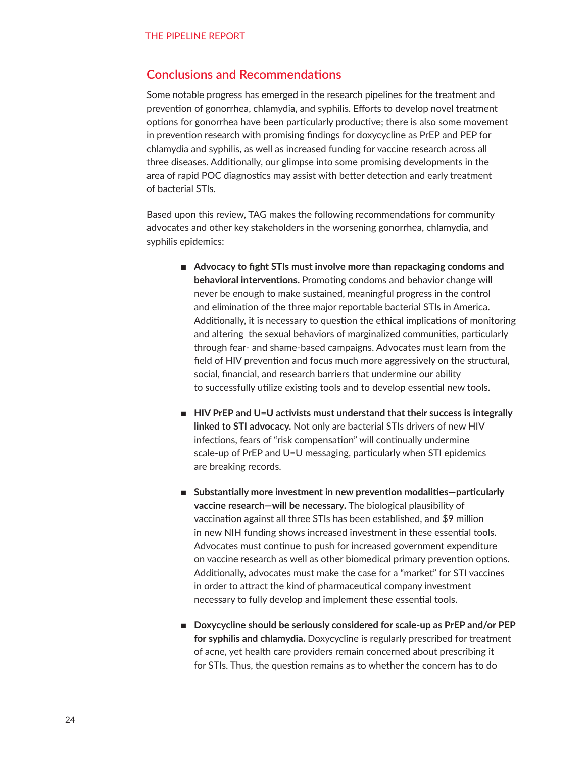## Conclusions and Recommendations

Some notable progress has emerged in the research pipelines for the treatment and prevention of gonorrhea, chlamydia, and syphilis. Efforts to develop novel treatment options for gonorrhea have been particularly productive; there is also some movement in prevention research with promising findings for doxycycline as PrEP and PEP for chlamydia and syphilis, as well as increased funding for vaccine research across all three diseases. Additionally, our glimpse into some promising developments in the area of rapid POC diagnostics may assist with better detection and early treatment of bacterial STIs.

Based upon this review, TAG makes the following recommendations for community advocates and other key stakeholders in the worsening gonorrhea, chlamydia, and syphilis epidemics:

- **Advocacy to fight STIs must involve more than repackaging condoms and behavioral interventions.** Promoting condoms and behavior change will never be enough to make sustained, meaningful progress in the control and elimination of the three major reportable bacterial STIs in America. Additionally, it is necessary to question the ethical implications of monitoring and altering the sexual behaviors of marginalized communities, particularly through fear- and shame-based campaigns. Advocates must learn from the field of HIV prevention and focus much more aggressively on the structural, social, financial, and research barriers that undermine our ability to successfully utilize existing tools and to develop essential new tools.

- **HIV PrEP and U=U activists must understand that their success is integrally linked to STI advocacy.** Not only are bacterial STIs drivers of new HIV infections, fears of "risk compensation" will continually undermine scale-up of PrEP and U=U messaging, particularly when STI epidemics are breaking records.

- **Substantially more investment in new prevention modalities—particularly vaccine research—will be necessary.** The biological plausibility of vaccination against all three STIs has been established, and $9 million in new NIH funding shows increased investment in these essential tools. Advocates must continue to push for increased government expenditure on vaccine research as well as other biomedical primary prevention options. Additionally, advocates must make the case for a "market" for STI vaccines in order to attract the kind of pharmaceutical company investment necessary to fully develop and implement these essential tools.

- **Doxycycline should be seriously considered for scale-up as PrEP and/or PEP for syphilis and chlamydia.** Doxycycline is regularly prescribed for treatment of acne, yet health care providers remain concerned about prescribing it for STIs. Thus, the question remains as to whether the concern has to do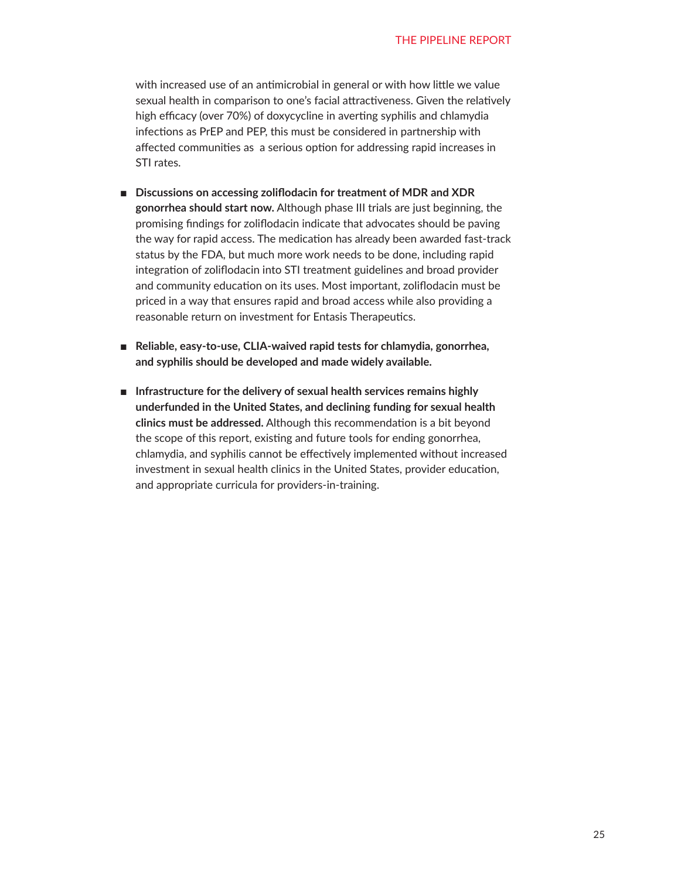with increased use of an antimicrobial in general or with how little we value sexual health in comparison to one's facial attractiveness. Given the relatively high efficacy (over 70%) of doxycycline in averting syphilis and chlamydia infections as PrEP and PEP, this must be considered in partnership with affected communities as a serious option for addressing rapid increases in STI rates.

- **Discussions on accessing zoliflodacin for treatment of MDR and XDR gonorrhea should start now.** Although phase III trials are just beginning, the promising findings for zoliflodacin indicate that advocates should be paving the way for rapid access. The medication has already been awarded fast-track status by the FDA, but much more work needs to be done, including rapid integration of zoliflodacin into STI treatment guidelines and broad provider and community education on its uses. Most important, zoliflodacin must be priced in a way that ensures rapid and broad access while also providing a reasonable return on investment for Entasis Therapeutics.

- **Reliable, easy-to-use, CLIA-waived rapid tests for chlamydia, gonorrhea, and syphilis should be developed and made widely available.**

- **Infrastructure for the delivery of sexual health services remains highly underfunded in the United States, and declining funding for sexual health clinics must be addressed.** Although this recommendation is a bit beyond the scope of this report, existing and future tools for ending gonorrhea, chlamydia, and syphilis cannot be effectively implemented without increased investment in sexual health clinics in the United States, provider education, and appropriate curricula for providers-in-training.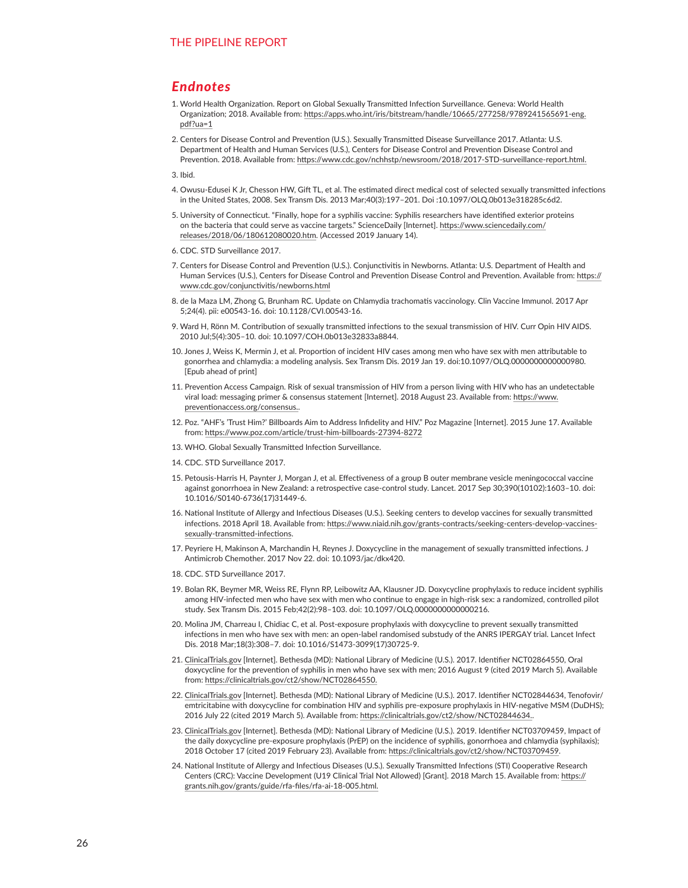## *Endnotes*

1. World Health Organization. Report on Global Sexually Transmitted Infection Surveillance. Geneva: World Health Organization; 2018. Available from: https://apps.who.int/iris/bitstream/handle/10665/277258/9789241565691-eng.pdf?ua=1
2. Centers for Disease Control and Prevention (U.S.). Sexually Transmitted Disease Surveillance 2017. Atlanta: U.S. Department of Health and Human Services (U.S.), Centers for Disease Control and Prevention Disease Control and Prevention. 2018. Available from: https://www.cdc.gov/nchhstp/newsroom/2018/2017-STD-surveillance-report.html.
3. Ibid.
4. Owusu-Edusei K Jr, Chesson HW, Gift TL, et al. The estimated direct medical cost of selected sexually transmitted infections in the United States, 2008. Sex Transm Dis. 2013 Mar;40(3):197–201. Doi :10.1097/OLQ.0b013e318285c6d2.
5. University of Connecticut. "Finally, hope for a syphilis vaccine: Syphilis researchers have identified exterior proteins on the bacteria that could serve as vaccine targets." ScienceDaily [Internet]. https://www.sciencedaily.com/releases/2018/06/180612080020.htm. (Accessed 2019 January 14).
6. CDC. STD Surveillance 2017.
7. Centers for Disease Control and Prevention (U.S.). Conjunctivitis in Newborns. Atlanta: U.S. Department of Health and Human Services (U.S.), Centers for Disease Control and Prevention Disease Control and Prevention. Available from: https://www.cdc.gov/conjunctivitis/newborns.html
8. de la Maza LM, Zhong G, Brunham RC. Update on Chlamydia trachomatis vaccinology. Clin Vaccine Immunol. 2017 Apr 5;24(4). pii: e00543-16. doi: 10.1128/CVI.00543-16.
9. Ward H, Rönn M. Contribution of sexually transmitted infections to the sexual transmission of HIV. Curr Opin HIV AIDS. 2010 Jul;5(4):305–10. doi: 10.1097/COH.0b013e32833a8844.
10. Jones J, Weiss K, Mermin J, et al. Proportion of incident HIV cases among men who have sex with men attributable to gonorrhea and chlamydia: a modeling analysis. Sex Transm Dis. 2019 Jan 19. doi:10.1097/OLQ.0000000000000980. [Epub ahead of print]
11. Prevention Access Campaign. Risk of sexual transmission of HIV from a person living with HIV who has an undetectable viral load: messaging primer & consensus statement [Internet]. 2018 August 23. Available from: https://www.preventionaccess.org/consensus..
12. Poz. "AHF's 'Trust Him?' Billboards Aim to Address Infidelity and HIV." Poz Magazine [Internet]. 2015 June 17. Available from: https://www.poz.com/article/trust-him-billboards-27394-8272
13. WHO. Global Sexually Transmitted Infection Surveillance.
14. CDC. STD Surveillance 2017.
15. Petousis-Harris H, Paynter J, Morgan J, et al. Effectiveness of a group B outer membrane vesicle meningococcal vaccine against gonorrhoea in New Zealand: a retrospective case-control study. Lancet. 2017 Sep 30;390(10102):1603–10. doi: 10.1016/S0140-6736(17)31449-6.
16. National Institute of Allergy and Infectious Diseases (U.S.). Seeking centers to develop vaccines for sexually transmitted infections. 2018 April 18. Available from: https://www.niaid.nih.gov/grants-contracts/seeking-centers-develop-vaccines-sexually-transmitted-infections.
17. Peyriere H, Makinson A, Marchandin H, Reynes J. Doxycycline in the management of sexually transmitted infections. J Antimicrob Chemother. 2017 Nov 22. doi: 10.1093/jac/dkx420.
18. CDC. STD Surveillance 2017.
19. Bolan RK, Beymer MR, Weiss RE, Flynn RP, Leibowitz AA, Klausner JD. Doxycycline prophylaxis to reduce incident syphilis among HIV-infected men who have sex with men who continue to engage in high-risk sex: a randomized, controlled pilot study. Sex Transm Dis. 2015 Feb;42(2):98–103. doi: 10.1097/OLQ.0000000000000216.
20. Molina JM, Charreau I, Chidiac C, et al. Post-exposure prophylaxis with doxycycline to prevent sexually transmitted infections in men who have sex with men: an open-label randomised substudy of the ANRS IPERGAY trial. Lancet Infect Dis. 2018 Mar;18(3):308–7. doi: 10.1016/S1473-3099(17)30725-9.
21. ClinicalTrials.gov [Internet]. Bethesda (MD): National Library of Medicine (U.S.). 2017. Identifier NCT02864550, Oral doxycycline for the prevention of syphilis in men who have sex with men; 2016 August 9 (cited 2019 March 5). Available from: https://clinicaltrials.gov/ct2/show/NCT02864550.
22. ClinicalTrials.gov [Internet]. Bethesda (MD): National Library of Medicine (U.S.). 2017. Identifier NCT02844634, Tenofovir/emtricitabine with doxycycline for combination HIV and syphilis pre-exposure prophylaxis in HIV-negative MSM (DuDHS); 2016 July 22 (cited 2019 March 5). Available from: https://clinicaltrials.gov/ct2/show/NCT02844634..
23. ClinicalTrials.gov [Internet]. Bethesda (MD): National Library of Medicine (U.S.). 2019. Identifier NCT03709459, Impact of the daily doxycycline pre-exposure prophylaxis (PrEP) on the incidence of syphilis, gonorrhoea and chlamydia (syphilaxis); 2018 October 17 (cited 2019 February 23). Available from: https://clinicaltrials.gov/ct2/show/NCT03709459.
24. National Institute of Allergy and Infectious Diseases (U.S.). Sexually Transmitted Infections (STI) Cooperative Research Centers (CRC): Vaccine Development (U19 Clinical Trial Not Allowed) [Grant]. 2018 March 15. Available from: https://grants.nih.gov/grants/guide/rfa-files/rfa-ai-18-005.html.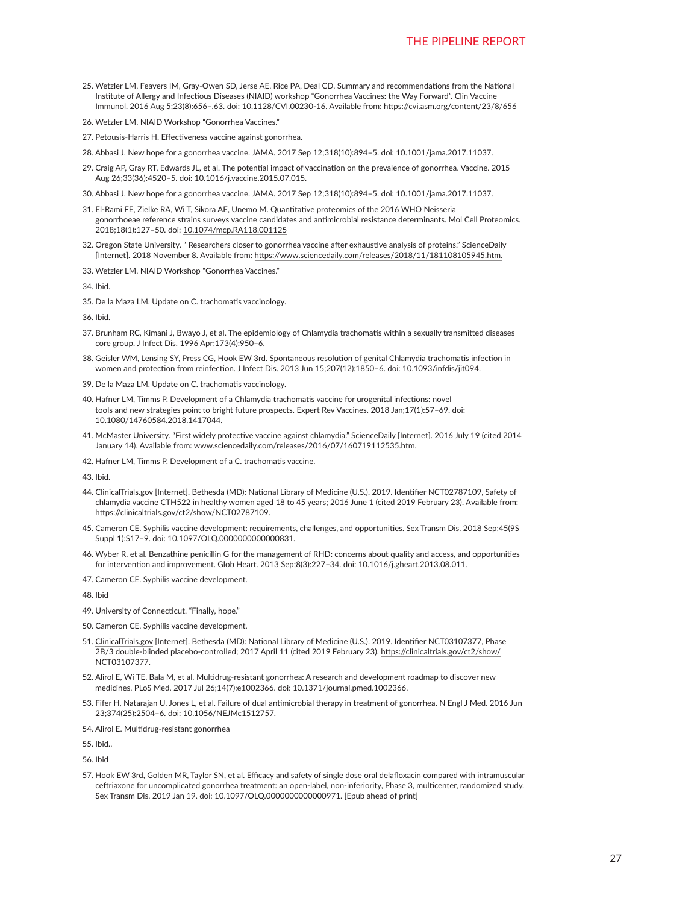25. Wetzler LM, Feavers IM, Gray-Owen SD, Jerse AE, Rice PA, Deal CD. Summary and recommendations from the National Institute of Allergy and Infectious Diseases (NIAID) workshop "Gonorrhea Vaccines: the Way Forward". Clin Vaccine Immunol. 2016 Aug 5;23(8):656–.63. doi: 10.1128/CVI.00230-16. Available from: https://cvi.asm.org/content/23/8/656

26. Wetzler LM. NIAID Workshop "Gonorrhea Vaccines."

27. Petousis-Harris H. Effectiveness vaccine against gonorrhea.

28. Abbasi J. New hope for a gonorrhea vaccine. JAMA. 2017 Sep 12;318(10):894–5. doi: 10.1001/jama.2017.11037.

29. Craig AP, Gray RT, Edwards JL, et al. The potential impact of vaccination on the prevalence of gonorrhea. Vaccine. 2015 Aug 26;33(36):4520–5. doi: 10.1016/j.vaccine.2015.07.015.

30. Abbasi J. New hope for a gonorrhea vaccine. JAMA. 2017 Sep 12;318(10):894–5. doi: 10.1001/jama.2017.11037.

31. El-Rami FE, Zielke RA, Wi T, Sikora AE, Unemo M. Quantitative proteomics of the 2016 WHO Neisseria gonorrhoeae reference strains surveys vaccine candidates and antimicrobial resistance determinants. Mol Cell Proteomics. 2018;18(1):127–50. doi: 10.1074/mcp.RA118.001125

32. Oregon State University. " Researchers closer to gonorrhea vaccine after exhaustive analysis of proteins." ScienceDaily [Internet]. 2018 November 8. Available from: https://www.sciencedaily.com/releases/2018/11/181108105945.htm.

33. Wetzler LM. NIAID Workshop "Gonorrhea Vaccines."

34. Ibid.

35. De la Maza LM. Update on C. trachomatis vaccinology.

36. Ibid.

37. Brunham RC, Kimani J, Bwayo J, et al. The epidemiology of Chlamydia trachomatis within a sexually transmitted diseases core group. J Infect Dis. 1996 Apr;173(4):950–6.

38. Geisler WM, Lensing SY, Press CG, Hook EW 3rd. Spontaneous resolution of genital Chlamydia trachomatis infection in women and protection from reinfection. J Infect Dis. 2013 Jun 15;207(12):1850–6. doi: 10.1093/infdis/jit094.

39. De la Maza LM. Update on C. trachomatis vaccinology.

40. Hafner LM, Timms P. Development of a Chlamydia trachomatis vaccine for urogenital infections: novel tools and new strategies point to bright future prospects. Expert Rev Vaccines. 2018 Jan;17(1):57–69. doi: 10.1080/14760584.2018.1417044.

41. McMaster University. "First widely protective vaccine against chlamydia." ScienceDaily [Internet]. 2016 July 19 (cited 2014 January 14). Available from: www.sciencedaily.com/releases/2016/07/160719112535.htm.

42. Hafner LM, Timms P. Development of a C. trachomatis vaccine.

43. Ibid.

44. ClinicalTrials.gov [Internet]. Bethesda (MD): National Library of Medicine (U.S.). 2019. Identifier NCT02787109, Safety of chlamydia vaccine CTH522 in healthy women aged 18 to 45 years; 2016 June 1 (cited 2019 February 23). Available from: https://clinicaltrials.gov/ct2/show/NCT02787109.

45. Cameron CE. Syphilis vaccine development: requirements, challenges, and opportunities. Sex Transm Dis. 2018 Sep;45(9S Suppl 1):S17–9. doi: 10.1097/OLQ.0000000000000831.

46. Wyber R, et al. Benzathine penicillin G for the management of RHD: concerns about quality and access, and opportunities for intervention and improvement. Glob Heart. 2013 Sep;8(3):227–34. doi: 10.1016/j.gheart.2013.08.011.

47. Cameron CE. Syphilis vaccine development.

48. Ibid

49. University of Connecticut. "Finally, hope."

50. Cameron CE. Syphilis vaccine development.

51. ClinicalTrials.gov [Internet]. Bethesda (MD): National Library of Medicine (U.S.). 2019. Identifier NCT03107377, Phase 2B/3 double-blinded placebo-controlled; 2017 April 11 (cited 2019 February 23). https://clinicaltrials.gov/ct2/show/NCT03107377.

52. Alirol E, Wi TE, Bala M, et al. Multidrug-resistant gonorrhea: A research and development roadmap to discover new medicines. PLoS Med. 2017 Jul 26;14(7):e1002366. doi: 10.1371/journal.pmed.1002366.

53. Fifer H, Natarajan U, Jones L, et al. Failure of dual antimicrobial therapy in treatment of gonorrhea. N Engl J Med. 2016 Jun 23;374(25):2504–6. doi: 10.1056/NEJMc1512757.

54. Alirol E. Multidrug-resistant gonorrhea

55. Ibid..

56. Ibid

57. Hook EW 3rd, Golden MR, Taylor SN, et al. Efficacy and safety of single dose oral delafloxacin compared with intramuscular ceftriaxone for uncomplicated gonorrhea treatment: an open-label, non-inferiority, Phase 3, multicenter, randomized study. Sex Transm Dis. 2019 Jan 19. doi: 10.1097/OLQ.0000000000000971. [Epub ahead of print]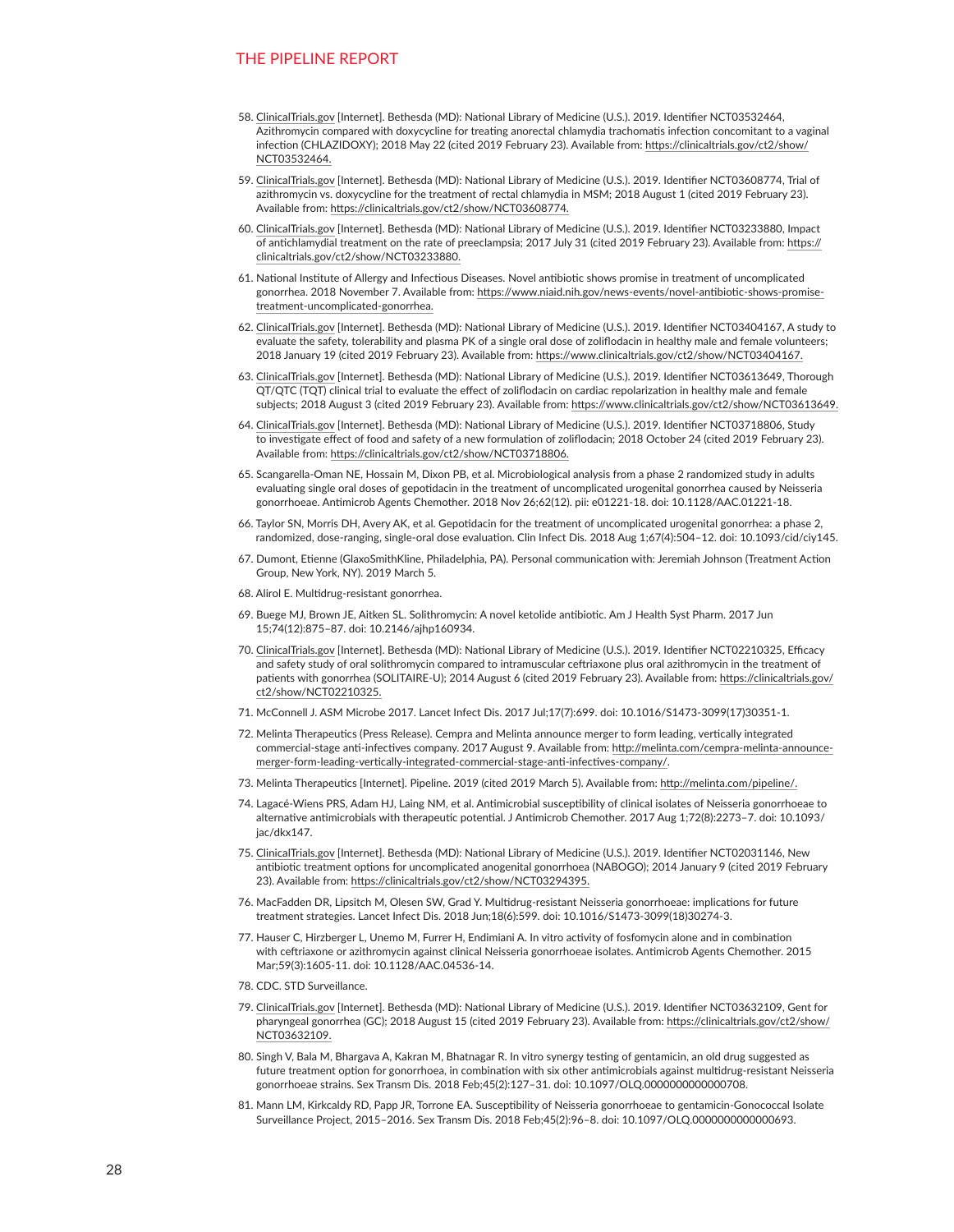58. ClinicalTrials.gov [Internet]. Bethesda (MD): National Library of Medicine (U.S.). 2019. Identifier NCT03532464, Azithromycin compared with doxycycline for treating anorectal chlamydia trachomatis infection concomitant to a vaginal infection (CHLAZIDOXY); 2018 May 22 (cited 2019 February 23). Available from: https://clinicaltrials.gov/ct2/show/NCT03532464.

59. ClinicalTrials.gov [Internet]. Bethesda (MD): National Library of Medicine (U.S.). 2019. Identifier NCT03608774, Trial of azithromycin vs. doxycycline for the treatment of rectal chlamydia in MSM; 2018 August 1 (cited 2019 February 23). Available from: https://clinicaltrials.gov/ct2/show/NCT03608774.

60. ClinicalTrials.gov [Internet]. Bethesda (MD): National Library of Medicine (U.S.). 2019. Identifier NCT03233880, Impact of antichlamydial treatment on the rate of preeclampsia; 2017 July 31 (cited 2019 February 23). Available from: https://clinicaltrials.gov/ct2/show/NCT03233880.

61. National Institute of Allergy and Infectious Diseases. Novel antibiotic shows promise in treatment of uncomplicated gonorrhea. 2018 November 7. Available from: https://www.niaid.nih.gov/news-events/novel-antibiotic-shows-promise-treatment-uncomplicated-gonorrhea.

62. ClinicalTrials.gov [Internet]. Bethesda (MD): National Library of Medicine (U.S.). 2019. Identifier NCT03404167, A study to evaluate the safety, tolerability and plasma PK of a single oral dose of zoliflodacin in healthy male and female volunteers; 2018 January 19 (cited 2019 February 23). Available from: https://www.clinicaltrials.gov/ct2/show/NCT03404167.

63. ClinicalTrials.gov [Internet]. Bethesda (MD): National Library of Medicine (U.S.). 2019. Identifier NCT03613649, Thorough QT/QTC (TQT) clinical trial to evaluate the effect of zoliflodacin on cardiac repolarization in healthy male and female subjects; 2018 August 3 (cited 2019 February 23). Available from: https://www.clinicaltrials.gov/ct2/show/NCT03613649.

64. ClinicalTrials.gov [Internet]. Bethesda (MD): National Library of Medicine (U.S.). 2019. Identifier NCT03718806, Study to investigate effect of food and safety of a new formulation of zoliflodacin; 2018 October 24 (cited 2019 February 23). Available from: https://clinicaltrials.gov/ct2/show/NCT03718806.

65. Scangarella-Oman NE, Hossain M, Dixon PB, et al. Microbiological analysis from a phase 2 randomized study in adults evaluating single oral doses of gepotidacin in the treatment of uncomplicated urogenital gonorrhea caused by Neisseria gonorrhoeae. Antimicrob Agents Chemother. 2018 Nov 26;62(12). pii: e01221-18. doi: 10.1128/AAC.01221-18.

66. Taylor SN, Morris DH, Avery AK, et al. Gepotidacin for the treatment of uncomplicated urogenital gonorrhea: a phase 2, randomized, dose-ranging, single-oral dose evaluation. Clin Infect Dis. 2018 Aug 1;67(4):504–12. doi: 10.1093/cid/ciy145.

67. Dumont, Etienne (GlaxoSmithKline, Philadelphia, PA). Personal communication with: Jeremiah Johnson (Treatment Action Group, New York, NY). 2019 March 5.

68. Alirol E. Multidrug-resistant gonorrhea.

69. Buege MJ, Brown JE, Aitken SL. Solithromycin: A novel ketolide antibiotic. Am J Health Syst Pharm. 2017 Jun 15;74(12):875–87. doi: 10.2146/ajhp160934.

70. ClinicalTrials.gov [Internet]. Bethesda (MD): National Library of Medicine (U.S.). 2019. Identifier NCT02210325, Efficacy and safety study of oral solithromycin compared to intramuscular ceftriaxone plus oral azithromycin in the treatment of patients with gonorrhea (SOLITAIRE-U); 2014 August 6 (cited 2019 February 23). Available from: https://clinicaltrials.gov/ct2/show/NCT02210325.

71. McConnell J. ASM Microbe 2017. Lancet Infect Dis. 2017 Jul;17(7):699. doi: 10.1016/S1473-3099(17)30351-1.

72. Melinta Therapeutics (Press Release). Cempra and Melinta announce merger to form leading, vertically integrated commercial-stage anti-infectives company. 2017 August 9. Available from: http://melinta.com/cempra-melinta-announce-merger-form-leading-vertically-integrated-commercial-stage-anti-infectives-company/.

73. Melinta Therapeutics [Internet]. Pipeline. 2019 (cited 2019 March 5). Available from: http://melinta.com/pipeline/.

74. Lagacé-Wiens PRS, Adam HJ, Laing NM, et al. Antimicrobial susceptibility of clinical isolates of Neisseria gonorrhoeae to alternative antimicrobials with therapeutic potential. J Antimicrob Chemother. 2017 Aug 1;72(8):2273–7. doi: 10.1093/jac/dkx147.

75. ClinicalTrials.gov [Internet]. Bethesda (MD): National Library of Medicine (U.S.). 2019. Identifier NCT02031146, New antibiotic treatment options for uncomplicated anogenital gonorrhoea (NABOGO); 2014 January 9 (cited 2019 February 23). Available from: https://clinicaltrials.gov/ct2/show/NCT03294395.

76. MacFadden DR, Lipsitch M, Olesen SW, Grad Y. Multidrug-resistant Neisseria gonorrhoeae: implications for future treatment strategies. Lancet Infect Dis. 2018 Jun;18(6):599. doi: 10.1016/S1473-3099(18)30274-3.

77. Hauser C, Hirzberger L, Unemo M, Furrer H, Endimiani A. In vitro activity of fosfomycin alone and in combination with ceftriaxone or azithromycin against clinical Neisseria gonorrhoeae isolates. Antimicrob Agents Chemother. 2015 Mar;59(3):1605-11. doi: 10.1128/AAC.04536-14.

78. CDC. STD Surveillance.

79. ClinicalTrials.gov [Internet]. Bethesda (MD): National Library of Medicine (U.S.). 2019. Identifier NCT03632109, Gent for pharyngeal gonorrhea (GC); 2018 August 15 (cited 2019 February 23). Available from: https://clinicaltrials.gov/ct2/show/NCT03632109.

80. Singh V, Bala M, Bhargava A, Kakran M, Bhatnagar R. In vitro synergy testing of gentamicin, an old drug suggested as future treatment option for gonorrhoea, in combination with six other antimicrobials against multidrug-resistant Neisseria gonorrhoeae strains. Sex Transm Dis. 2018 Feb;45(2):127–31. doi: 10.1097/OLQ.0000000000000708.

81. Mann LM, Kirkcaldy RD, Papp JR, Torrone EA. Susceptibility of Neisseria gonorrhoeae to gentamicin-Gonococcal Isolate Surveillance Project, 2015–2016. Sex Transm Dis. 2018 Feb;45(2):96–8. doi: 10.1097/OLQ.0000000000000693.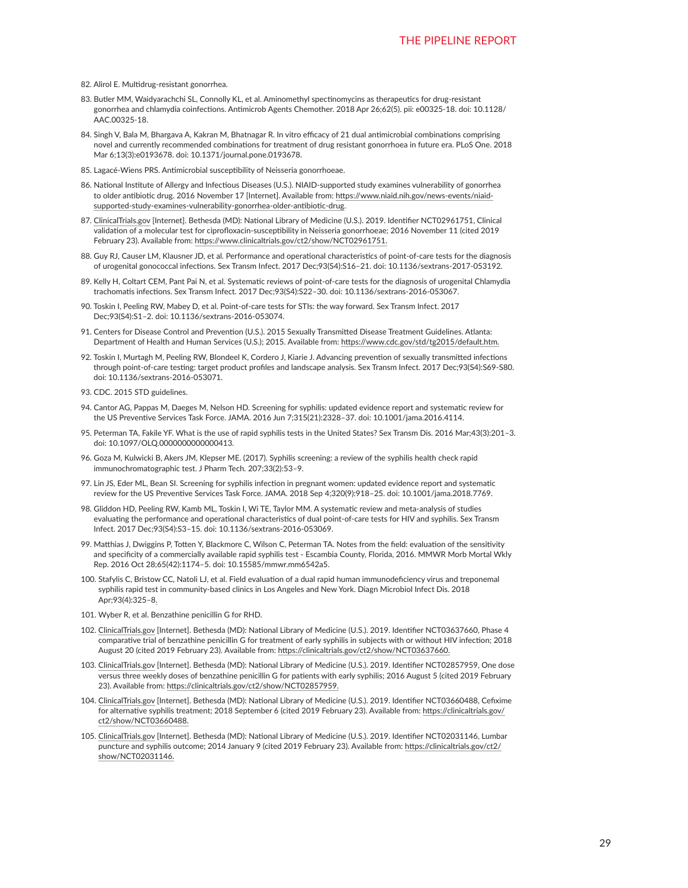82. Alirol E. Multidrug-resistant gonorrhea.

83. Butler MM, Waidyarachchi SL, Connolly KL, et al. Aminomethyl spectinomycins as therapeutics for drug-resistant gonorrhea and chlamydia coinfections. Antimicrob Agents Chemother. 2018 Apr 26;62(5). pii: e00325-18. doi: 10.1128/AAC.00325-18.

84. Singh V, Bala M, Bhargava A, Kakran M, Bhatnagar R. In vitro efficacy of 21 dual antimicrobial combinations comprising novel and currently recommended combinations for treatment of drug resistant gonorrhoea in future era. PLoS One. 2018 Mar 6;13(3):e0193678. doi: 10.1371/journal.pone.0193678.

85. Lagacé-Wiens PRS. Antimicrobial susceptibility of Neisseria gonorrhoeae.

86. National Institute of Allergy and Infectious Diseases (U.S.). NIAID-supported study examines vulnerability of gonorrhea to older antibiotic drug. 2016 November 17 [Internet]. Available from: https://www.niaid.nih.gov/news-events/niaid-supported-study-examines-vulnerability-gonorrhea-older-antibiotic-drug.

87. ClinicalTrials.gov [Internet]. Bethesda (MD): National Library of Medicine (U.S.). 2019. Identifier NCT02961751, Clinical validation of a molecular test for ciprofloxacin-susceptibility in Neisseria gonorrhoeae; 2016 November 11 (cited 2019 February 23). Available from: https://www.clinicaltrials.gov/ct2/show/NCT02961751.

88. Guy RJ, Causer LM, Klausner JD, et al. Performance and operational characteristics of point-of-care tests for the diagnosis of urogenital gonococcal infections. Sex Transm Infect. 2017 Dec;93(S4):S16–21. doi: 10.1136/sextrans-2017-053192.

89. Kelly H, Coltart CEM, Pant Pai N, et al. Systematic reviews of point-of-care tests for the diagnosis of urogenital Chlamydia trachomatis infections. Sex Transm Infect. 2017 Dec;93(S4):S22–30. doi: 10.1136/sextrans-2016-053067.

90. Toskin I, Peeling RW, Mabey D, et al. Point-of-care tests for STIs: the way forward. Sex Transm Infect. 2017 Dec;93(S4):S1–2. doi: 10.1136/sextrans-2016-053074.

91. Centers for Disease Control and Prevention (U.S.). 2015 Sexually Transmitted Disease Treatment Guidelines. Atlanta: Department of Health and Human Services (U.S.); 2015. Available from: https://www.cdc.gov/std/tg2015/default.htm.

92. Toskin I, Murtagh M, Peeling RW, Blondeel K, Cordero J, Kiarie J. Advancing prevention of sexually transmitted infections through point-of-care testing: target product profiles and landscape analysis. Sex Transm Infect. 2017 Dec;93(S4):S69-S80. doi: 10.1136/sextrans-2016-053071.

93. CDC. 2015 STD guidelines.

94. Cantor AG, Pappas M, Daeges M, Nelson HD. Screening for syphilis: updated evidence report and systematic review for the US Preventive Services Task Force. JAMA. 2016 Jun 7;315(21):2328–37. doi: 10.1001/jama.2016.4114.

95. Peterman TA, Fakile YF. What is the use of rapid syphilis tests in the United States? Sex Transm Dis. 2016 Mar;43(3):201–3. doi: 10.1097/OLQ.0000000000000413.

96. Goza M, Kulwicki B, Akers JM, Klepser ME. (2017). Syphilis screening: a review of the syphilis health check rapid immunochromatographic test. J Pharm Tech. 207;33(2):53–9.

97. Lin JS, Eder ML, Bean SI. Screening for syphilis infection in pregnant women: updated evidence report and systematic review for the US Preventive Services Task Force. JAMA. 2018 Sep 4;320(9):918–25. doi: 10.1001/jama.2018.7769.

98. Gliddon HD, Peeling RW, Kamb ML, Toskin I, Wi TE, Taylor MM. A systematic review and meta-analysis of studies evaluating the performance and operational characteristics of dual point-of-care tests for HIV and syphilis. Sex Transm Infect. 2017 Dec;93(S4):S3–15. doi: 10.1136/sextrans-2016-053069.

99. Matthias J, Dwiggins P, Totten Y, Blackmore C, Wilson C, Peterman TA. Notes from the field: evaluation of the sensitivity and specificity of a commercially available rapid syphilis test - Escambia County, Florida, 2016. MMWR Morb Mortal Wkly Rep. 2016 Oct 28;65(42):1174–5. doi: 10.15585/mmwr.mm6542a5.

100. Stafylis C, Bristow CC, Natoli LJ, et al. Field evaluation of a dual rapid human immunodeficiency virus and treponemal syphilis rapid test in community-based clinics in Los Angeles and New York. Diagn Microbiol Infect Dis. 2018 Apr;93(4):325–8.

101. Wyber R, et al. Benzathine penicillin G for RHD.

102. ClinicalTrials.gov [Internet]. Bethesda (MD): National Library of Medicine (U.S.). 2019. Identifier NCT03637660, Phase 4 comparative trial of benzathine penicillin G for treatment of early syphilis in subjects with or without HIV infection; 2018 August 20 (cited 2019 February 23). Available from: https://clinicaltrials.gov/ct2/show/NCT03637660.

103. ClinicalTrials.gov [Internet]. Bethesda (MD): National Library of Medicine (U.S.). 2019. Identifier NCT02857959, One dose versus three weekly doses of benzathine penicillin G for patients with early syphilis; 2016 August 5 (cited 2019 February 23). Available from: https://clinicaltrials.gov/ct2/show/NCT02857959.

104. ClinicalTrials.gov [Internet]. Bethesda (MD): National Library of Medicine (U.S.). 2019. Identifier NCT03660488, Cefixime for alternative syphilis treatment; 2018 September 6 (cited 2019 February 23). Available from: https://clinicaltrials.gov/ct2/show/NCT03660488.

105. ClinicalTrials.gov [Internet]. Bethesda (MD): National Library of Medicine (U.S.). 2019. Identifier NCT02031146, Lumbar puncture and syphilis outcome; 2014 January 9 (cited 2019 February 23). Available from: https://clinicaltrials.gov/ct2/show/NCT02031146.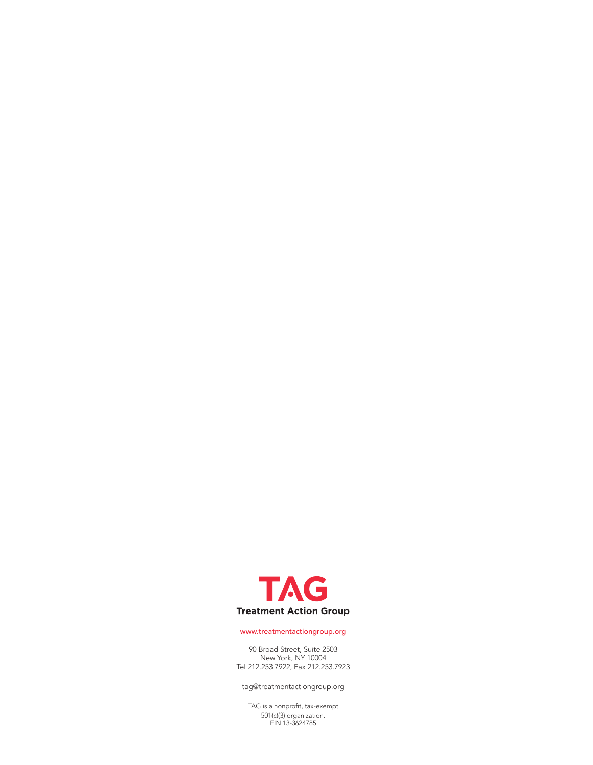TAG

**Treatment Action Group**

www.treatmentactiongroup.org

90 Broad Street, Suite 2503
New York, NY 10004
Tel 212.253.7922, Fax 212.253.7923

tag@treatmentactiongroup.org

TAG is a nonprofit, tax-exempt
501(c)(3) organization.
EIN 13-3624785